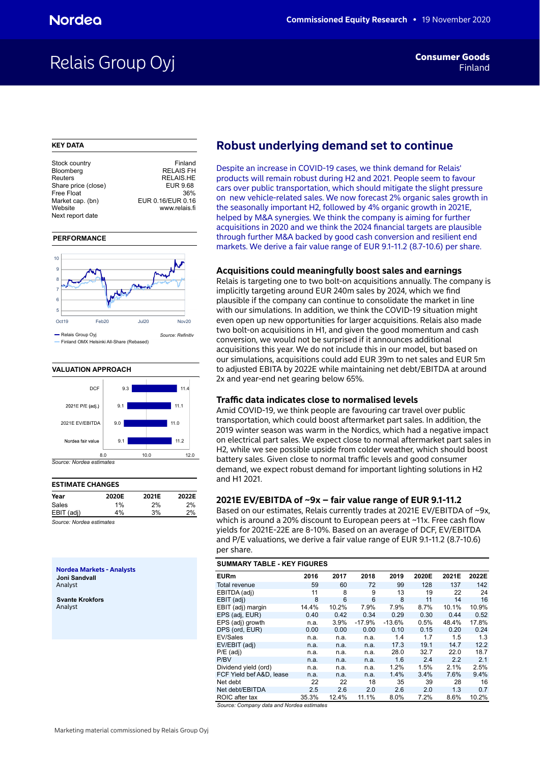Nordea — Commissioned Equity Research • 19 November 2020

# Relais Group Oyj

**Consumer Goods**
Finland

## KEY DATA

| | |
|---|---|
| Stock country | Finland |
| Bloomberg | RELAIS FH |
| Reuters | RELAIS.HE |
| Share price (close) | EUR 9.68 |
| Free Float | 36% |
| Market cap. (bn) | EUR 0.16/EUR 0.16 |
| Website | www.relais.fi |
| Next report date | |

## PERFORMANCE

— Relais Group Oyj
— Finland OMX Helsinki All-Share (Rebased)

*Source: Refinitiv*

## VALUATION APPROACH

| | Low | High |
|---|---|---|
| DCF | 9.3 | 11.4 |
| 2021E P/E (adj.) | 9.1 | 11.1 |
| 2021E EV/EBITDA | 9.0 | 11.0 |
| Nordea fair value | 9.1 | 11.2 |

*Source: Nordea estimates*

## ESTIMATE CHANGES

| Year | 2020E | 2021E | 2022E |
|---|---|---|---|
| Sales | 1% | 2% | 2% |
| EBIT (adj) | 4% | 3% | 2% |

*Source: Nordea estimates*

**Nordea Markets - Analysts**

**Joni Sandvall**
Analyst

**Svante Krokfors**
Analyst

# Robust underlying demand set to continue

Despite an increase in COVID-19 cases, we think demand for Relais' products will remain robust during H2 and 2021. People seem to favour cars over public transportation, which should mitigate the slight pressure on new vehicle-related sales. We now forecast 2% organic sales growth in the seasonally important H2, followed by 4% organic growth in 2021E, helped by M&A synergies. We think the company is aiming for further acquisitions in 2020 and we think the 2024 financial targets are plausible through further M&A backed by good cash conversion and resilient end markets. We derive a fair value range of EUR 9.1-11.2 (8.7-10.6) per share.

### Acquisitions could meaningfully boost sales and earnings

Relais is targeting one to two bolt-on acquisitions annually. The company is implicitly targeting around EUR 240m sales by 2024, which we find plausible if the company can continue to consolidate the market in line with our simulations. In addition, we think the COVID-19 situation might even open up new opportunities for larger acquisitions. Relais also made two bolt-on acquisitions in H1, and given the good momentum and cash conversion, we would not be surprised if it announces additional acquisitions this year. We do not include this in our model, but based on our simulations, acquisitions could add EUR 39m to net sales and EUR 5m to adjusted EBITA by 2022E while maintaining net debt/EBITDA at around 2x and year-end net gearing below 65%.

### Traffic data indicates close to normalised levels

Amid COVID-19, we think people are favouring car travel over public transportation, which could boost aftermarket part sales. In addition, the 2019 winter season was warm in the Nordics, which had a negative impact on electrical part sales. We expect close to normal aftermarket part sales in H2, while we see possible upside from colder weather, which should boost battery sales. Given close to normal traffic levels and good consumer demand, we expect robust demand for important lighting solutions in H2 and H1 2021.

### 2021E EV/EBITDA of ~9x – fair value range of EUR 9.1-11.2

Based on our estimates, Relais currently trades at 2021E EV/EBITDA of ~9x, which is around a 20% discount to European peers at ~11x. Free cash flow yields for 2021E-22E are 8-10%. Based on an average of DCF, EV/EBITDA and P/E valuations, we derive a fair value range of EUR 9.1-11.2 (8.7-10.6) per share.

**SUMMARY TABLE - KEY FIGURES**

| EURm | 2016 | 2017 | 2018 | 2019 | 2020E | 2021E | 2022E |
|---|---|---|---|---|---|---|---|
| Total revenue | 59 | 60 | 72 | 99 | 128 | 137 | 142 |
| EBITDA (adj) | 11 | 8 | 9 | 13 | 19 | 22 | 24 |
| EBIT (adj) | 8 | 6 | 6 | 8 | 11 | 14 | 16 |
| EBIT (adj) margin | 14.4% | 10.2% | 7.9% | 7.9% | 8.7% | 10.1% | 10.9% |
| EPS (adj, EUR) | 0.40 | 0.42 | 0.34 | 0.29 | 0.30 | 0.44 | 0.52 |
| EPS (adj) growth | n.a. | 3.9% | -17.9% | -13.6% | 0.5% | 48.4% | 17.8% |
| DPS (ord, EUR) | 0.00 | 0.00 | 0.00 | 0.10 | 0.15 | 0.20 | 0.24 |
| EV/Sales | n.a. | n.a. | n.a. | 1.4 | 1.7 | 1.5 | 1.3 |
| EV/EBIT (adj) | n.a. | n.a. | n.a. | 17.3 | 19.1 | 14.7 | 12.2 |
| P/E (adj) | n.a. | n.a. | n.a. | 28.0 | 32.7 | 22.0 | 18.7 |
| P/BV | n.a. | n.a. | n.a. | 1.6 | 2.4 | 2.2 | 2.1 |
| Dividend yield (ord) | n.a. | n.a. | n.a. | 1.2% | 1.5% | 2.1% | 2.5% |
| FCF Yield bef A&D, lease | n.a. | n.a. | n.a. | 1.4% | 3.4% | 7.6% | 9.4% |
| Net debt | 22 | 22 | 18 | 35 | 39 | 28 | 16 |
| Net debt/EBITDA | 2.5 | 2.6 | 2.0 | 2.6 | 2.0 | 1.3 | 0.7 |
| ROIC after tax | 35.3% | 12.4% | 11.1% | 8.0% | 7.2% | 8.6% | 10.2% |

*Source: Company data and Nordea estimates*

Marketing material commissioned by Relais Group Oyj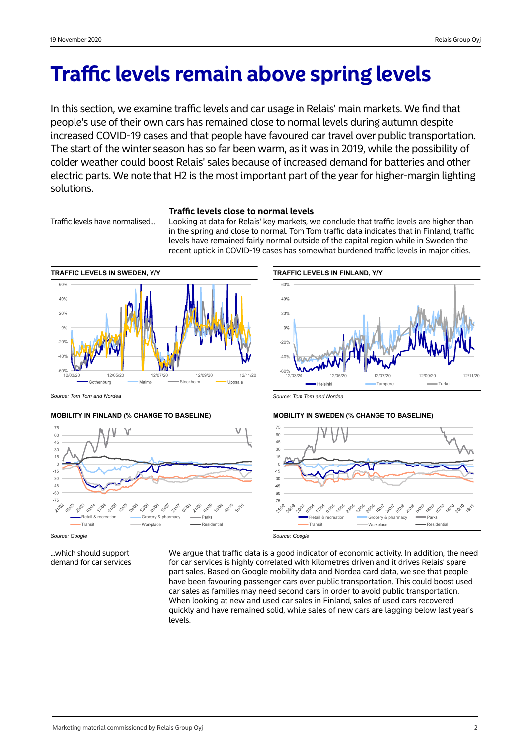# Traffic levels remain above spring levels

In this section, we examine traffic levels and car usage in Relais' main markets. We find that people's use of their own cars has remained close to normal levels during autumn despite increased COVID-19 cases and that people have favoured car travel over public transportation. The start of the winter season has so far been warm, as it was in 2019, while the possibility of colder weather could boost Relais' sales because of increased demand for batteries and other electric parts. We note that H2 is the most important part of the year for higher-margin lighting solutions.

### Traffic levels close to normal levels

Traffic levels have normalised...

Looking at data for Relais' key markets, we conclude that traffic levels are higher than in the spring and close to normal. Tom Tom traffic data indicates that in Finland, traffic levels have remained fairly normal outside of the capital region while in Sweden the recent uptick in COVID-19 cases has somewhat burdened traffic levels in major cities.

**TRAFFIC LEVELS IN SWEDEN, Y/Y**

*Source: Tom Tom and Nordea*

**TRAFFIC LEVELS IN FINLAND, Y/Y**

*Source: Tom Tom and Nordea*

**MOBILITY IN FINLAND (% CHANGE TO BASELINE)**

*Source: Google*

**MOBILITY IN SWEDEN (% CHANGE TO BASELINE)**

*Source: Google*

...which should support demand for car services

We argue that traffic data is a good indicator of economic activity. In addition, the need for car services is highly correlated with kilometres driven and it drives Relais' spare part sales. Based on Google mobility data and Nordea card data, we see that people have been favouring passenger cars over public transportation. This could boost used car sales as families may need second cars in order to avoid public transportation. When looking at new and used car sales in Finland, sales of used cars recovered quickly and have remained solid, while sales of new cars are lagging below last year's levels.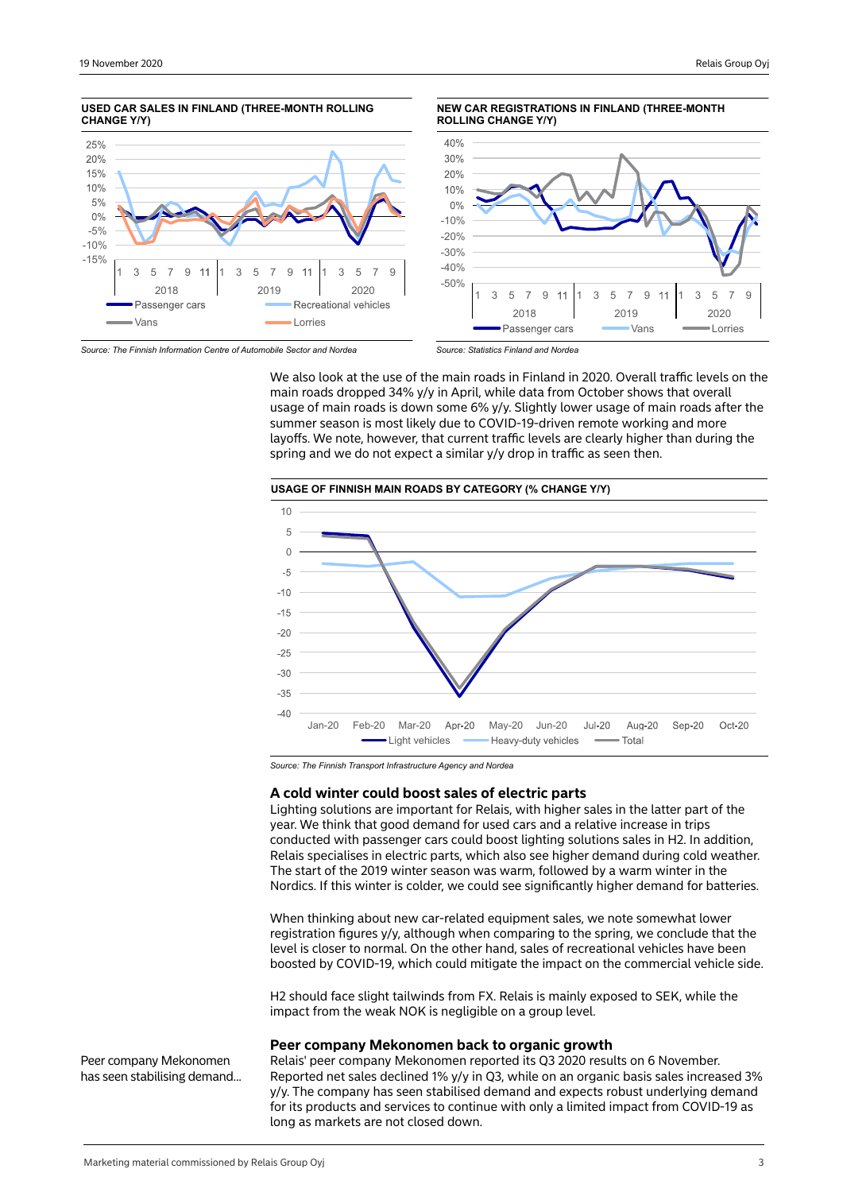**USED CAR SALES IN FINLAND (THREE-MONTH ROLLING CHANGE Y/Y)**

Source: The Finnish Information Centre of Automobile Sector and Nordea

**NEW CAR REGISTRATIONS IN FINLAND (THREE-MONTH ROLLING CHANGE Y/Y)**

Source: Statistics Finland and Nordea

We also look at the use of the main roads in Finland in 2020. Overall traffic levels on the main roads dropped 34% y/y in April, while data from October shows that overall usage of main roads is down some 6% y/y. Slightly lower usage of main roads after the summer season is most likely due to COVID-19-driven remote working and more layoffs. We note, however, that current traffic levels are clearly higher than during the spring and we do not expect a similar y/y drop in traffic as seen then.

**USAGE OF FINNISH MAIN ROADS BY CATEGORY (% CHANGE Y/Y)**

Source: The Finnish Transport Infrastructure Agency and Nordea

## A cold winter could boost sales of electric parts

Lighting solutions are important for Relais, with higher sales in the latter part of the year. We think that good demand for used cars and a relative increase in trips conducted with passenger cars could boost lighting solutions sales in H2. In addition, Relais specialises in electric parts, which also see higher demand during cold weather. The start of the 2019 winter season was warm, followed by a warm winter in the Nordics. If this winter is colder, we could see significantly higher demand for batteries.

When thinking about new car-related equipment sales, we note somewhat lower registration figures y/y, although when comparing to the spring, we conclude that the level is closer to normal. On the other hand, sales of recreational vehicles have been boosted by COVID-19, which could mitigate the impact on the commercial vehicle side.

H2 should face slight tailwinds from FX. Relais is mainly exposed to SEK, while the impact from the weak NOK is negligible on a group level.

## Peer company Mekonomen back to organic growth

Peer company Mekonomen has seen stabilising demand...

Relais' peer company Mekonomen reported its Q3 2020 results on 6 November. Reported net sales declined 1% y/y in Q3, while on an organic basis sales increased 3% y/y. The company has seen stabilised demand and expects robust underlying demand for its products and services to continue with only a limited impact from COVID-19 as long as markets are not closed down.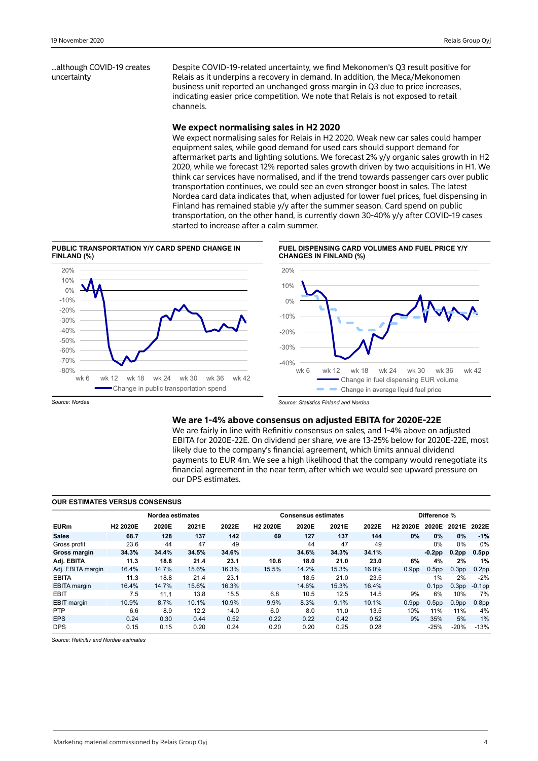...although COVID-19 creates uncertainty

Despite COVID-19-related uncertainty, we find Mekonomen's Q3 result positive for Relais as it underpins a recovery in demand. In addition, the Meca/Mekonomen business unit reported an unchanged gross margin in Q3 due to price increases, indicating easier price competition. We note that Relais is not exposed to retail channels.

### We expect normalising sales in H2 2020

We expect normalising sales for Relais in H2 2020. Weak new car sales could hamper equipment sales, while good demand for used cars should support demand for aftermarket parts and lighting solutions. We forecast 2% y/y organic sales growth in H2 2020, while we forecast 12% reported sales growth driven by two acquisitions in H1. We think car services have normalised, and if the trend towards passenger cars over public transportation continues, we could see an even stronger boost in sales. The latest Nordea card data indicates that, when adjusted for lower fuel prices, fuel dispensing in Finland has remained stable y/y after the summer season. Card spend on public transportation, on the other hand, is currently down 30-40% y/y after COVID-19 cases started to increase after a calm summer.

**PUBLIC TRANSPORTATION Y/Y CARD SPEND CHANGE IN FINLAND (%)**

*Source: Nordea*

**FUEL DISPENSING CARD VOLUMES AND FUEL PRICE Y/Y CHANGES IN FINLAND (%)**

*Source: Statistics Finland and Nordea*

### We are 1-4% above consensus on adjusted EBITA for 2020E-22E

We are fairly in line with Refinitiv consensus on sales, and 1-4% above on adjusted EBITA for 2020E-22E. On dividend per share, we are 13-25% below for 2020E-22E, most likely due to the company's financial agreement, which limits annual dividend payments to EUR 4m. We see a high likelihood that the company would renegotiate its financial agreement in the near term, after which we would see upward pressure on our DPS estimates.

**OUR ESTIMATES VERSUS CONSENSUS**

| | Nordea estimates | | | | Consensus estimates | | | | Difference % | | | |
|---|---|---|---|---|---|---|---|---|---|---|---|---|
| **EURm** | **H2 2020E** | **2020E** | **2021E** | **2022E** | **H2 2020E** | **2020E** | **2021E** | **2022E** | **H2 2020E** | **2020E** | **2021E** | **2022E** |
| **Sales** | **68.7** | **128** | **137** | **142** | **69** | **127** | **137** | **144** | **0%** | **0%** | **0%** | **-1%** |
| Gross profit | 23.6 | 44 | 47 | 49 | | 44 | 47 | 49 | | 0% | 0% | 0% |
| **Gross margin** | **34.3%** | **34.4%** | **34.5%** | **34.6%** | | **34.6%** | **34.3%** | **34.1%** | | **-0.2pp** | **0.2pp** | **0.5pp** |
| **Adj. EBITA** | **11.3** | **18.8** | **21.4** | **23.1** | **10.6** | **18.0** | **21.0** | **23.0** | **6%** | **4%** | **2%** | **1%** |
| Adj. EBITA margin | 16.4% | 14.7% | 15.6% | 16.3% | 15.5% | 14.2% | 15.3% | 16.0% | 0.9pp | 0.5pp | 0.3pp | 0.2pp |
| EBITA | 11.3 | 18.8 | 21.4 | 23.1 | | 18.5 | 21.0 | 23.5 | | 1% | 2% | -2% |
| EBITA margin | 16.4% | 14.7% | 15.6% | 16.3% | | 14.6% | 15.3% | 16.4% | | 0.1pp | 0.3pp | -0.1pp |
| EBIT | 7.5 | 11.1 | 13.8 | 15.5 | 6.8 | 10.5 | 12.5 | 14.5 | 9% | 6% | 10% | 7% |
| EBIT margin | 10.9% | 8.7% | 10.1% | 10.9% | 9.9% | 8.3% | 9.1% | 10.1% | 0.9pp | 0.5pp | 0.9pp | 0.8pp |
| PTP | 6.6 | 8.9 | 12.2 | 14.0 | 6.0 | 8.0 | 11.0 | 13.5 | 10% | 11% | 11% | 4% |
| EPS | 0.24 | 0.30 | 0.44 | 0.52 | 0.22 | 0.22 | 0.42 | 0.52 | 9% | 35% | 5% | 1% |
| DPS | 0.15 | 0.15 | 0.20 | 0.24 | 0.20 | 0.20 | 0.25 | 0.28 | | -25% | -20% | -13% |

*Source: Refinitiv and Nordea estimates*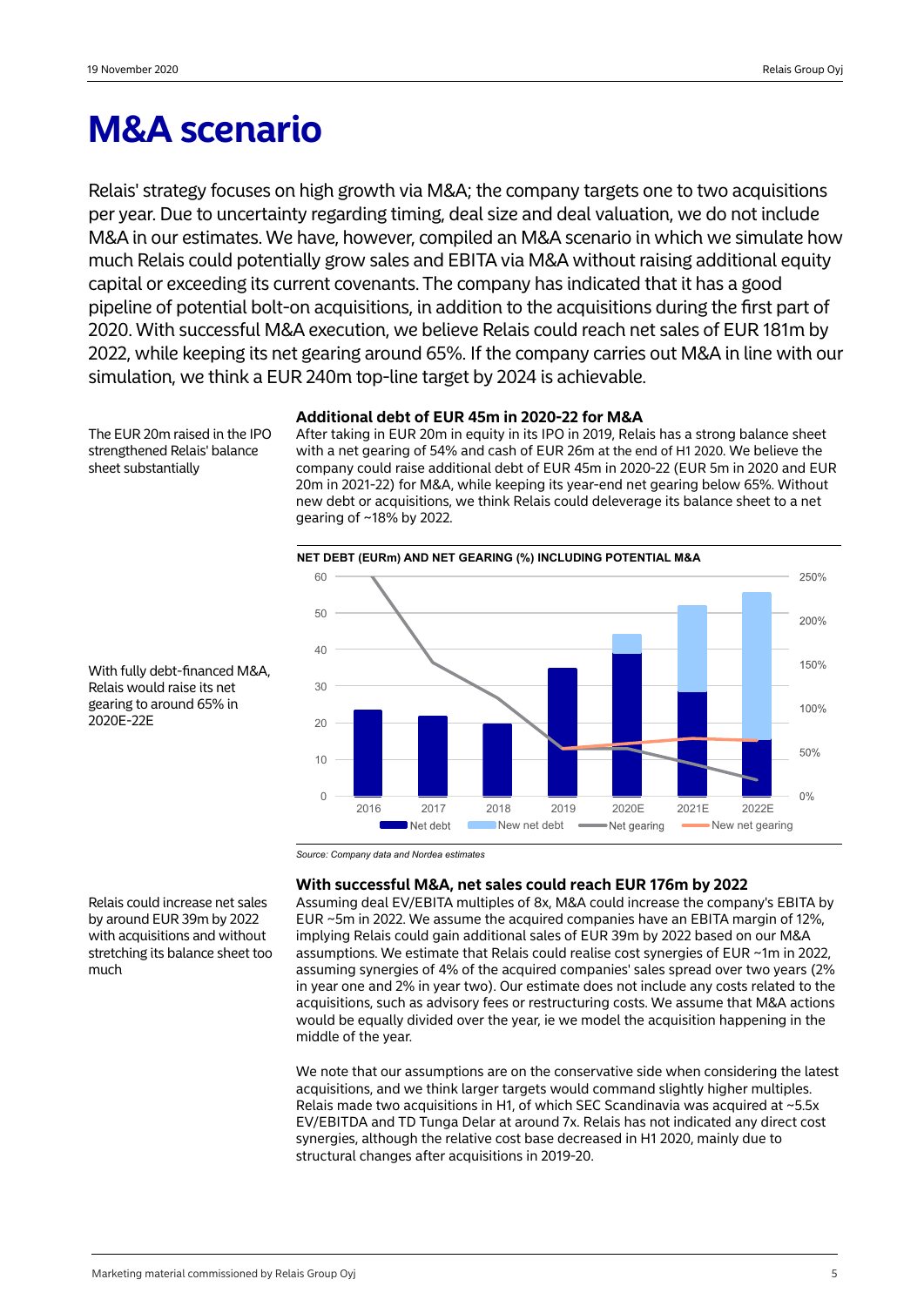# M&A scenario

Relais' strategy focuses on high growth via M&A; the company targets one to two acquisitions per year. Due to uncertainty regarding timing, deal size and deal valuation, we do not include M&A in our estimates. We have, however, compiled an M&A scenario in which we simulate how much Relais could potentially grow sales and EBITA via M&A without raising additional equity capital or exceeding its current covenants. The company has indicated that it has a good pipeline of potential bolt-on acquisitions, in addition to the acquisitions during the first part of 2020. With successful M&A execution, we believe Relais could reach net sales of EUR 181m by 2022, while keeping its net gearing around 65%. If the company carries out M&A in line with our simulation, we think a EUR 240m top-line target by 2024 is achievable.

The EUR 20m raised in the IPO strengthened Relais' balance sheet substantially

### Additional debt of EUR 45m in 2020-22 for M&A

After taking in EUR 20m in equity in its IPO in 2019, Relais has a strong balance sheet with a net gearing of 54% and cash of EUR 26m at the end of H1 2020. We believe the company could raise additional debt of EUR 45m in 2020-22 (EUR 5m in 2020 and EUR 20m in 2021-22) for M&A, while keeping its year-end net gearing below 65%. Without new debt or acquisitions, we think Relais could deleverage its balance sheet to a net gearing of ~18% by 2022.

With fully debt-financed M&A, Relais would raise its net gearing to around 65% in 2020E-22E

**NET DEBT (EURm) AND NET GEARING (%) INCLUDING POTENTIAL M&A**

Source: Company data and Nordea estimates

Relais could increase net sales by around EUR 39m by 2022 with acquisitions and without stretching its balance sheet too much

### With successful M&A, net sales could reach EUR 176m by 2022

Assuming deal EV/EBITA multiples of 8x, M&A could increase the company's EBITA by EUR ~5m in 2022. We assume the acquired companies have an EBITA margin of 12%, implying Relais could gain additional sales of EUR 39m by 2022 based on our M&A assumptions. We estimate that Relais could realise cost synergies of EUR ~1m in 2022, assuming synergies of 4% of the acquired companies' sales spread over two years (2% in year one and 2% in year two). Our estimate does not include any costs related to the acquisitions, such as advisory fees or restructuring costs. We assume that M&A actions would be equally divided over the year, ie we model the acquisition happening in the middle of the year.

We note that our assumptions are on the conservative side when considering the latest acquisitions, and we think larger targets would command slightly higher multiples. Relais made two acquisitions in H1, of which SEC Scandinavia was acquired at ~5.5x EV/EBITDA and TD Tunga Delar at around 7x. Relais has not indicated any direct cost synergies, although the relative cost base decreased in H1 2020, mainly due to structural changes after acquisitions in 2019-20.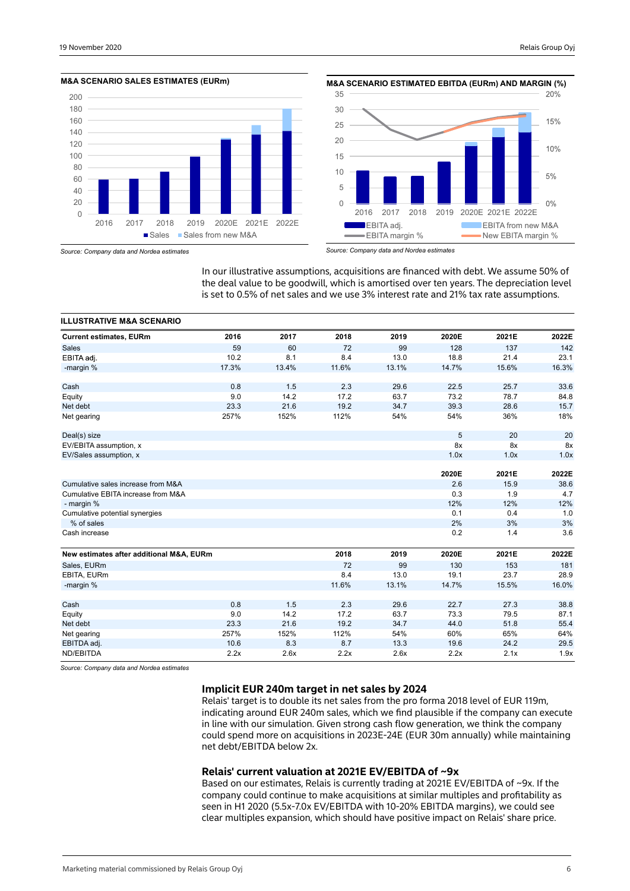**M&A SCENARIO SALES ESTIMATES (EURm)**

Source: Company data and Nordea estimates

**M&A SCENARIO ESTIMATED EBITDA (EURm) AND MARGIN (%)**

Source: Company data and Nordea estimates

In our illustrative assumptions, acquisitions are financed with debt. We assume 50% of the deal value to be goodwill, which is amortised over ten years. The depreciation level is set to 0.5% of net sales and we use 3% interest rate and 21% tax rate assumptions.

**ILLUSTRATIVE M&A SCENARIO**

| Current estimates, EURm | 2016 | 2017 | 2018 | 2019 | 2020E | 2021E | 2022E |
|---|---|---|---|---|---|---|---|
| Sales | 59 | 60 | 72 | 99 | 128 | 137 | 142 |
| EBITA adj. | 10.2 | 8.1 | 8.4 | 13.0 | 18.8 | 21.4 | 23.1 |
| -margin % | 17.3% | 13.4% | 11.6% | 13.1% | 14.7% | 15.6% | 16.3% |
| | | | | | | | |
| Cash | 0.8 | 1.5 | 2.3 | 29.6 | 22.5 | 25.7 | 33.6 |
| Equity | 9.0 | 14.2 | 17.2 | 63.7 | 73.2 | 78.7 | 84.8 |
| Net debt | 23.3 | 21.6 | 19.2 | 34.7 | 39.3 | 28.6 | 15.7 |
| Net gearing | 257% | 152% | 112% | 54% | 54% | 36% | 18% |
| | | | | | | | |
| Deal(s) size | | | | | 5 | 20 | 20 |
| EV/EBITA assumption, x | | | | | 8x | 8x | 8x |
| EV/Sales assumption, x | | | | | 1.0x | 1.0x | 1.0x |
| | | | | | | | |
| | | | | | **2020E** | **2021E** | **2022E** |
| Cumulative sales increase from M&A | | | | | 2.6 | 15.9 | 38.6 |
| Cumulative EBITA increase from M&A | | | | | 0.3 | 1.9 | 4.7 |
| - margin % | | | | | 12% | 12% | 12% |
| Cumulative potential synergies | | | | | 0.1 | 0.4 | 1.0 |
| % of sales | | | | | 2% | 3% | 3% |
| Cash increase | | | | | 0.2 | 1.4 | 3.6 |
| | | | | | | | |
| **New estimates after additional M&A, EURm** | | | **2018** | **2019** | **2020E** | **2021E** | **2022E** |
| Sales, EURm | | | 72 | 99 | 130 | 153 | 181 |
| EBITA, EURm | | | 8.4 | 13.0 | 19.1 | 23.7 | 28.9 |
| -margin % | | | 11.6% | 13.1% | 14.7% | 15.5% | 16.0% |
| | | | | | | | |
| Cash | 0.8 | 1.5 | 2.3 | 29.6 | 22.7 | 27.3 | 38.8 |
| Equity | 9.0 | 14.2 | 17.2 | 63.7 | 73.3 | 79.5 | 87.1 |
| Net debt | 23.3 | 21.6 | 19.2 | 34.7 | 44.0 | 51.8 | 55.4 |
| Net gearing | 257% | 152% | 112% | 54% | 60% | 65% | 64% |
| EBITDA adj. | 10.6 | 8.3 | 8.7 | 13.3 | 19.6 | 24.2 | 29.5 |
| ND/EBITDA | 2.2x | 2.6x | 2.2x | 2.6x | 2.2x | 2.1x | 1.9x |

Source: Company data and Nordea estimates

## Implicit EUR 240m target in net sales by 2024

Relais' target is to double its net sales from the pro forma 2018 level of EUR 119m, indicating around EUR 240m sales, which we find plausible if the company can execute in line with our simulation. Given strong cash flow generation, we think the company could spend more on acquisitions in 2023E-24E (EUR 30m annually) while maintaining net debt/EBITDA below 2x.

## Relais' current valuation at 2021E EV/EBITDA of ~9x

Based on our estimates, Relais is currently trading at 2021E EV/EBITDA of ~9x. If the company could continue to make acquisitions at similar multiples and profitability as seen in H1 2020 (5.5x-7.0x EV/EBITDA with 10-20% EBITDA margins), we could see clear multiples expansion, which should have positive impact on Relais' share price.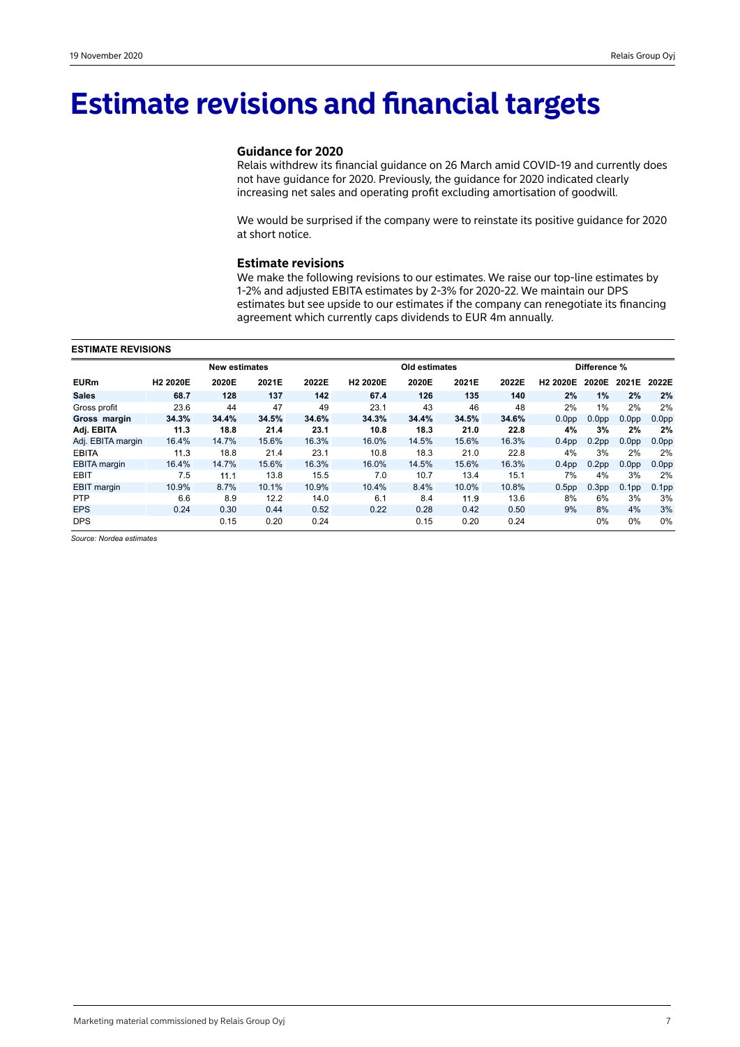# Estimate revisions and financial targets

### Guidance for 2020

Relais withdrew its financial guidance on 26 March amid COVID-19 and currently does not have guidance for 2020. Previously, the guidance for 2020 indicated clearly increasing net sales and operating profit excluding amortisation of goodwill.

We would be surprised if the company were to reinstate its positive guidance for 2020 at short notice.

### Estimate revisions

We make the following revisions to our estimates. We raise our top-line estimates by 1-2% and adjusted EBITA estimates by 2-3% for 2020-22. We maintain our DPS estimates but see upside to our estimates if the company can renegotiate its financing agreement which currently caps dividends to EUR 4m annually.

**ESTIMATE REVISIONS**

| | New estimates | | | | Old estimates | | | | Difference % | | | |
|---|---|---|---|---|---|---|---|---|---|---|---|---|
| **EURm** | **H2 2020E** | **2020E** | **2021E** | **2022E** | **H2 2020E** | **2020E** | **2021E** | **2022E** | **H2 2020E** | **2020E** | **2021E** | **2022E** |
| **Sales** | **68.7** | **128** | **137** | **142** | **67.4** | **126** | **135** | **140** | **2%** | **1%** | **2%** | **2%** |
| Gross profit | 23.6 | 44 | 47 | 49 | 23.1 | 43 | 46 | 48 | 2% | 1% | 2% | 2% |
| **Gross margin** | **34.3%** | **34.4%** | **34.5%** | **34.6%** | **34.3%** | **34.4%** | **34.5%** | **34.6%** | **0.0pp** | **0.0pp** | **0.0pp** | **0.0pp** |
| **Adj. EBITA** | **11.3** | **18.8** | **21.4** | **23.1** | **10.8** | **18.3** | **21.0** | **22.8** | **4%** | **3%** | **2%** | **2%** |
| Adj. EBITA margin | 16.4% | 14.7% | 15.6% | 16.3% | 16.0% | 14.5% | 15.6% | 16.3% | 0.4pp | 0.2pp | 0.0pp | 0.0pp |
| EBITA | 11.3 | 18.8 | 21.4 | 23.1 | 10.8 | 18.3 | 21.0 | 22.8 | 4% | 3% | 2% | 2% |
| EBITA margin | 16.4% | 14.7% | 15.6% | 16.3% | 16.0% | 14.5% | 15.6% | 16.3% | 0.4pp | 0.2pp | 0.0pp | 0.0pp |
| EBIT | 7.5 | 11.1 | 13.8 | 15.5 | 7.0 | 10.7 | 13.4 | 15.1 | 7% | 4% | 3% | 2% |
| EBIT margin | 10.9% | 8.7% | 10.1% | 10.9% | 10.4% | 8.4% | 10.0% | 10.8% | 0.5pp | 0.3pp | 0.1pp | 0.1pp |
| PTP | 6.6 | 8.9 | 12.2 | 14.0 | 6.1 | 8.4 | 11.9 | 13.6 | 8% | 6% | 3% | 3% |
| EPS | 0.24 | 0.30 | 0.44 | 0.52 | 0.22 | 0.28 | 0.42 | 0.50 | 9% | 8% | 4% | 3% |
| DPS | | 0.15 | 0.20 | 0.24 | | 0.15 | 0.20 | 0.24 | | 0% | 0% | 0% |

*Source: Nordea estimates*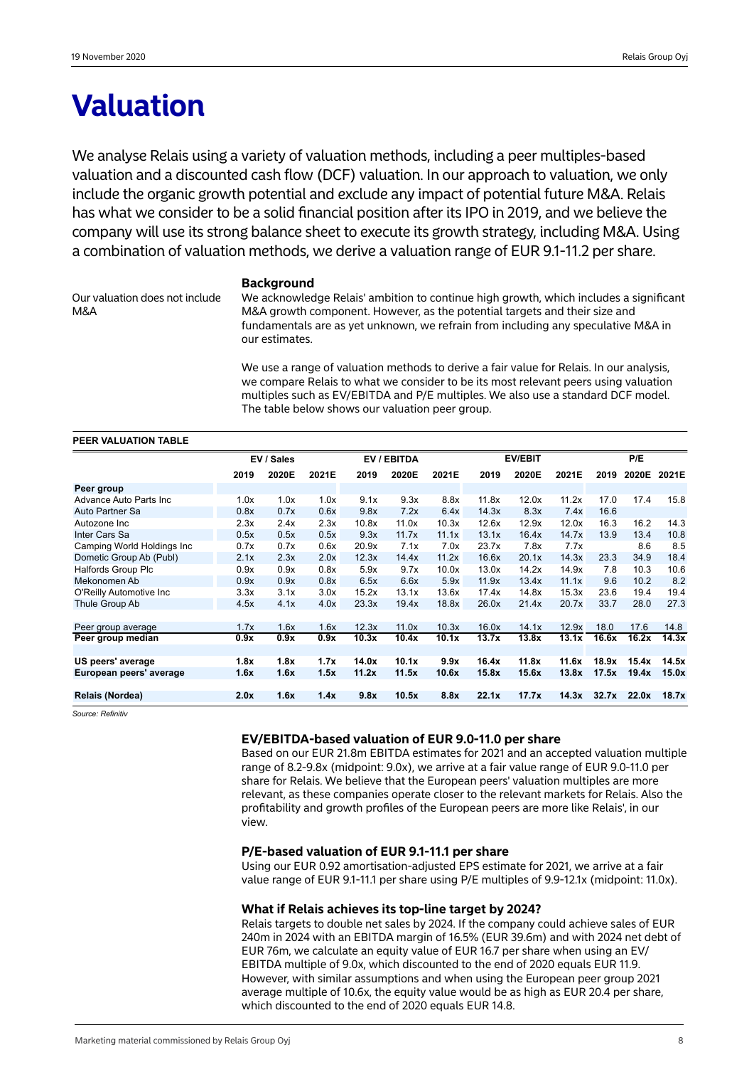# Valuation

We analyse Relais using a variety of valuation methods, including a peer multiples-based valuation and a discounted cash flow (DCF) valuation. In our approach to valuation, we only include the organic growth potential and exclude any impact of potential future M&A. Relais has what we consider to be a solid financial position after its IPO in 2019, and we believe the company will use its strong balance sheet to execute its growth strategy, including M&A. Using a combination of valuation methods, we derive a valuation range of EUR 9.1-11.2 per share.

### Background

Our valuation does not include M&A

We acknowledge Relais' ambition to continue high growth, which includes a significant M&A growth component. However, as the potential targets and their size and fundamentals are as yet unknown, we refrain from including any speculative M&A in our estimates.

We use a range of valuation methods to derive a fair value for Relais. In our analysis, we compare Relais to what we consider to be its most relevant peers using valuation multiples such as EV/EBITDA and P/E multiples. We also use a standard DCF model. The table below shows our valuation peer group.

**PEER VALUATION TABLE**

| | EV / Sales | | | EV / EBITDA | | | EV/EBIT | | | P/E | | |
|---|---|---|---|---|---|---|---|---|---|---|---|---|
| | 2019 | 2020E | 2021E | 2019 | 2020E | 2021E | 2019 | 2020E | 2021E | 2019 | 2020E | 2021E |
| **Peer group** | | | | | | | | | | | | |
| Advance Auto Parts Inc | 1.0x | 1.0x | 1.0x | 9.1x | 9.3x | 8.8x | 11.8x | 12.0x | 11.2x | 17.0 | 17.4 | 15.8 |
| Auto Partner Sa | 0.8x | 0.7x | 0.6x | 9.8x | 7.2x | 6.4x | 14.3x | 8.3x | 7.4x | 16.6 | | |
| Autozone Inc | 2.3x | 2.4x | 2.3x | 10.8x | 11.0x | 10.3x | 12.6x | 12.9x | 12.0x | 16.3 | 16.2 | 14.3 |
| Inter Cars Sa | 0.5x | 0.5x | 0.5x | 9.3x | 11.7x | 11.1x | 13.1x | 16.4x | 14.7x | 13.9 | 13.4 | 10.8 |
| Camping World Holdings Inc | 0.7x | 0.7x | 0.6x | 20.9x | 7.1x | 7.0x | 23.7x | 7.8x | 7.7x | | 8.6 | 8.5 |
| Dometic Group Ab (Publ) | 2.1x | 2.3x | 2.0x | 12.3x | 14.4x | 11.2x | 16.6x | 20.1x | 14.3x | 23.3 | 34.9 | 18.4 |
| Halfords Group Plc | 0.9x | 0.9x | 0.8x | 5.9x | 9.7x | 10.0x | 13.0x | 14.2x | 14.9x | 7.8 | 10.3 | 10.6 |
| Mekonomen Ab | 0.9x | 0.9x | 0.8x | 6.5x | 6.6x | 5.9x | 11.9x | 13.4x | 11.1x | 9.6 | 10.2 | 8.2 |
| O'Reilly Automotive Inc | 3.3x | 3.1x | 3.0x | 15.2x | 13.1x | 13.6x | 17.4x | 14.8x | 15.3x | 23.6 | 19.4 | 19.4 |
| Thule Group Ab | 4.5x | 4.1x | 4.0x | 23.3x | 19.4x | 18.8x | 26.0x | 21.4x | 20.7x | 33.7 | 28.0 | 27.3 |
| Peer group average | 1.7x | 1.6x | 1.6x | 12.3x | 11.0x | 10.3x | 16.0x | 14.1x | 12.9x | 18.0 | 17.6 | 14.8 |
| **Peer group median** | **0.9x** | **0.9x** | **0.9x** | **10.3x** | **10.4x** | **10.1x** | **13.7x** | **13.8x** | **13.1x** | **16.6x** | **16.2x** | **14.3x** |
| **US peers' average** | **1.8x** | **1.8x** | **1.7x** | **14.0x** | **10.1x** | **9.9x** | **16.4x** | **11.8x** | **11.6x** | **18.9x** | **15.4x** | **14.5x** |
| **European peers' average** | **1.6x** | **1.6x** | **1.5x** | **11.2x** | **11.5x** | **10.6x** | **15.8x** | **15.6x** | **13.8x** | **17.5x** | **19.4x** | **15.0x** |
| **Relais (Nordea)** | **2.0x** | **1.6x** | **1.4x** | **9.8x** | **10.5x** | **8.8x** | **22.1x** | **17.7x** | **14.3x** | **32.7x** | **22.0x** | **18.7x** |

*Source: Refinitiv*

### EV/EBITDA-based valuation of EUR 9.0-11.0 per share

Based on our EUR 21.8m EBITDA estimates for 2021 and an accepted valuation multiple range of 8.2-9.8x (midpoint: 9.0x), we arrive at a fair value range of EUR 9.0-11.0 per share for Relais. We believe that the European peers' valuation multiples are more relevant, as these companies operate closer to the relevant markets for Relais. Also the profitability and growth profiles of the European peers are more like Relais', in our view.

### P/E-based valuation of EUR 9.1-11.1 per share

Using our EUR 0.92 amortisation-adjusted EPS estimate for 2021, we arrive at a fair value range of EUR 9.1-11.1 per share using P/E multiples of 9.9-12.1x (midpoint: 11.0x).

### What if Relais achieves its top-line target by 2024?

Relais targets to double net sales by 2024. If the company could achieve sales of EUR 240m in 2024 with an EBITDA margin of 16.5% (EUR 39.6m) and with 2024 net debt of EUR 76m, we calculate an equity value of EUR 16.7 per share when using an EV/EBITDA multiple of 9.0x, which discounted to the end of 2020 equals EUR 11.9. However, with similar assumptions and when using the European peer group 2021 average multiple of 10.6x, the equity value would be as high as EUR 20.4 per share, which discounted to the end of 2020 equals EUR 14.8.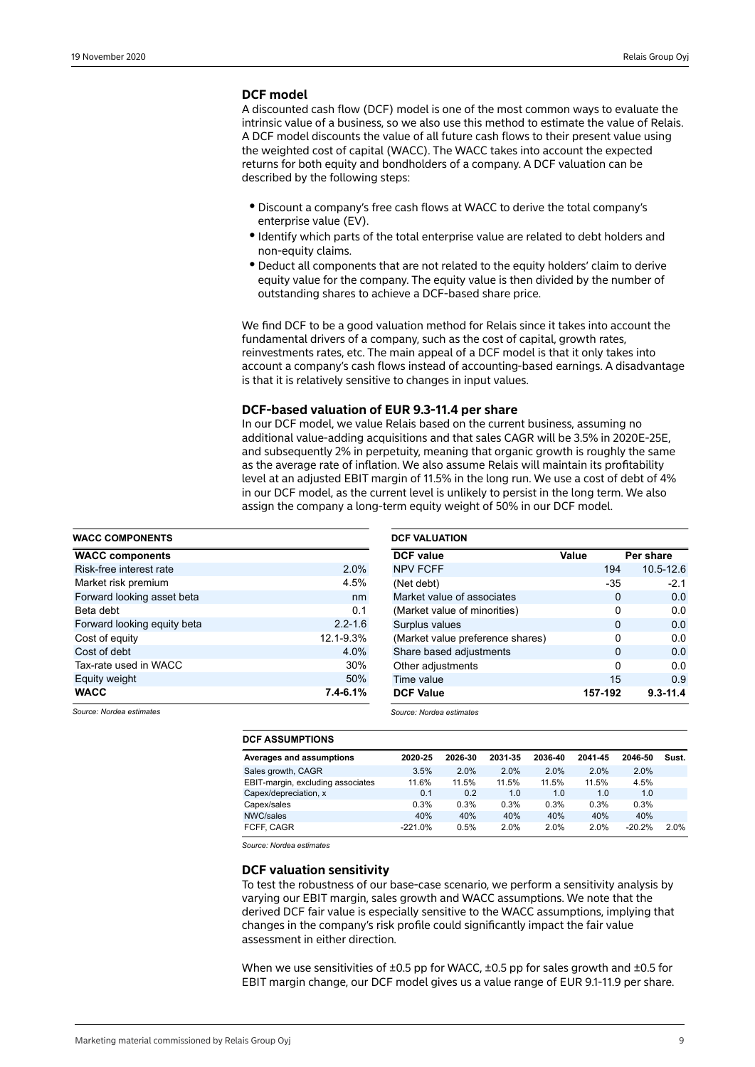## DCF model

A discounted cash flow (DCF) model is one of the most common ways to evaluate the intrinsic value of a business, so we also use this method to estimate the value of Relais. A DCF model discounts the value of all future cash flows to their present value using the weighted cost of capital (WACC). The WACC takes into account the expected returns for both equity and bondholders of a company. A DCF valuation can be described by the following steps:

- Discount a company's free cash flows at WACC to derive the total company's enterprise value (EV).
- Identify which parts of the total enterprise value are related to debt holders and non-equity claims.
- Deduct all components that are not related to the equity holders' claim to derive equity value for the company. The equity value is then divided by the number of outstanding shares to achieve a DCF-based share price.

We find DCF to be a good valuation method for Relais since it takes into account the fundamental drivers of a company, such as the cost of capital, growth rates, reinvestments rates, etc. The main appeal of a DCF model is that it only takes into account a company's cash flows instead of accounting-based earnings. A disadvantage is that it is relatively sensitive to changes in input values.

## DCF-based valuation of EUR 9.3-11.4 per share

In our DCF model, we value Relais based on the current business, assuming no additional value-adding acquisitions and that sales CAGR will be 3.5% in 2020E-25E, and subsequently 2% in perpetuity, meaning that organic growth is roughly the same as the average rate of inflation. We also assume Relais will maintain its profitability level at an adjusted EBIT margin of 11.5% in the long run. We use a cost of debt of 4% in our DCF model, as the current level is unlikely to persist in the long term. We also assign the company a long-term equity weight of 50% in our DCF model.

**WACC COMPONENTS**

| WACC components | |
|---|---|
| Risk-free interest rate | 2.0% |
| Market risk premium | 4.5% |
| Forward looking asset beta | nm |
| Beta debt | 0.1 |
| Forward looking equity beta | 2.2-1.6 |
| Cost of equity | 12.1-9.3% |
| Cost of debt | 4.0% |
| Tax-rate used in WACC | 30% |
| Equity weight | 50% |
| **WACC** | **7.4-6.1%** |

*Source: Nordea estimates*

**DCF VALUATION**

| DCF value | Value | Per share |
|---|---|---|
| NPV FCFF | 194 | 10.5-12.6 |
| (Net debt) | -35 | -2.1 |
| Market value of associates | 0 | 0.0 |
| (Market value of minorities) | 0 | 0.0 |
| Surplus values | 0 | 0.0 |
| (Market value preference shares) | 0 | 0.0 |
| Share based adjustments | 0 | 0.0 |
| Other adjustments | 0 | 0.0 |
| Time value | 15 | 0.9 |
| **DCF Value** | **157-192** | **9.3-11.4** |

*Source: Nordea estimates*

**DCF ASSUMPTIONS**

| Averages and assumptions | 2020-25 | 2026-30 | 2031-35 | 2036-40 | 2041-45 | 2046-50 | Sust. |
|---|---|---|---|---|---|---|---|
| Sales growth, CAGR | 3.5% | 2.0% | 2.0% | 2.0% | 2.0% | 2.0% | |
| EBIT-margin, excluding associates | 11.6% | 11.5% | 11.5% | 11.5% | 11.5% | 4.5% | |
| Capex/depreciation, x | 0.1 | 0.2 | 1.0 | 1.0 | 1.0 | 1.0 | |
| Capex/sales | 0.3% | 0.3% | 0.3% | 0.3% | 0.3% | 0.3% | |
| NWC/sales | 40% | 40% | 40% | 40% | 40% | 40% | |
| FCFF, CAGR | -221.0% | 0.5% | 2.0% | 2.0% | 2.0% | -20.2% | 2.0% |

*Source: Nordea estimates*

## DCF valuation sensitivity

To test the robustness of our base-case scenario, we perform a sensitivity analysis by varying our EBIT margin, sales growth and WACC assumptions. We note that the derived DCF fair value is especially sensitive to the WACC assumptions, implying that changes in the company's risk profile could significantly impact the fair value assessment in either direction.

When we use sensitivities of ±0.5 pp for WACC, ±0.5 pp for sales growth and ±0.5 for EBIT margin change, our DCF model gives us a value range of EUR 9.1-11.9 per share.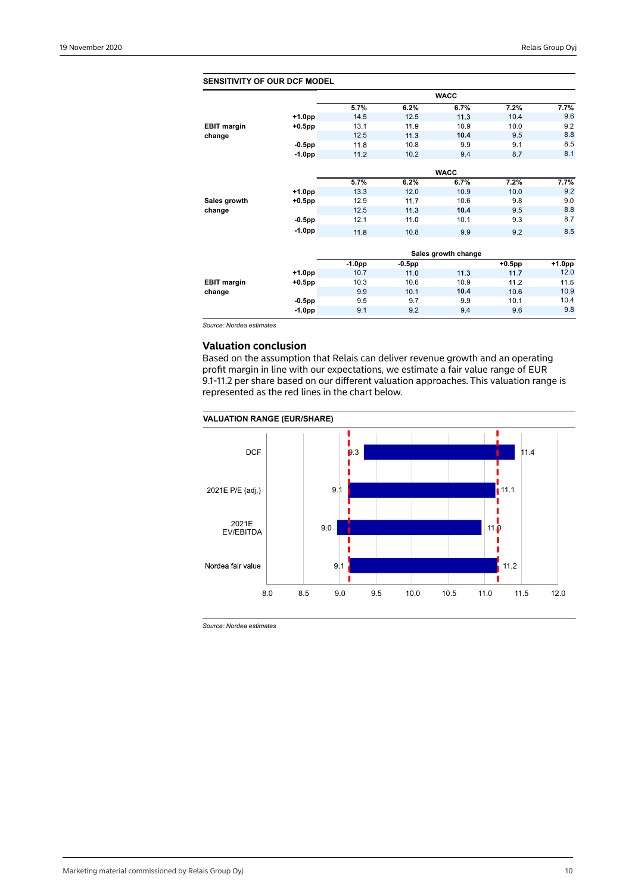**SENSITIVITY OF OUR DCF MODEL**

| | | WACC | | | | |
|---|---|---|---|---|---|---|
| | | **5.7%** | **6.2%** | **6.7%** | **7.2%** | **7.7%** |
| | **+1.0pp** | 14.5 | 12.5 | 11.3 | 10.4 | 9.6 |
| **EBIT margin change** | **+0.5pp** | 13.1 | 11.9 | 10.9 | 10.0 | 9.2 |
| | | 12.5 | 11.3 | **10.4** | 9.5 | 8.8 |
| | **-0.5pp** | 11.8 | 10.8 | 9.9 | 9.1 | 8.5 |
| | **-1.0pp** | 11.2 | 10.2 | 9.4 | 8.7 | 8.1 |

| | | WACC | | | | |
|---|---|---|---|---|---|---|
| | | **5.7%** | **6.2%** | **6.7%** | **7.2%** | **7.7%** |
| | **+1.0pp** | 13.3 | 12.0 | 10.9 | 10.0 | 9.2 |
| **Sales growth change** | **+0.5pp** | 12.9 | 11.7 | 10.6 | 9.8 | 9.0 |
| | | 12.5 | 11.3 | **10.4** | 9.5 | 8.8 |
| | **-0.5pp** | 12.1 | 11.0 | 10.1 | 9.3 | 8.7 |
| | **-1.0pp** | 11.8 | 10.8 | 9.9 | 9.2 | 8.5 |

| | | Sales growth change | | | | |
|---|---|---|---|---|---|---|
| | | **-1.0pp** | **-0.5pp** | | **+0.5pp** | **+1.0pp** |
| | **+1.0pp** | 10.7 | 11.0 | 11.3 | 11.7 | 12.0 |
| **EBIT margin change** | **+0.5pp** | 10.3 | 10.6 | 10.9 | 11.2 | 11.5 |
| | | 9.9 | 10.1 | **10.4** | 10.6 | 10.9 |
| | **-0.5pp** | 9.5 | 9.7 | 9.9 | 10.1 | 10.4 |
| | **-1.0pp** | 9.1 | 9.2 | 9.4 | 9.6 | 9.8 |

*Source: Nordea estimates*

## Valuation conclusion

Based on the assumption that Relais can deliver revenue growth and an operating profit margin in line with our expectations, we estimate a fair value range of EUR 9.1-11.2 per share based on our different valuation approaches. This valuation range is represented as the red lines in the chart below.

**VALUATION RANGE (EUR/SHARE)**

| | Low | High |
|---|---|---|
| DCF | 9.3 | 11.4 |
| 2021E P/E (adj.) | 9.1 | 11.1 |
| 2021E EV/EBITDA | 9.0 | 11.0 |
| Nordea fair value | 9.1 | 11.2 |

*Source: Nordea estimates*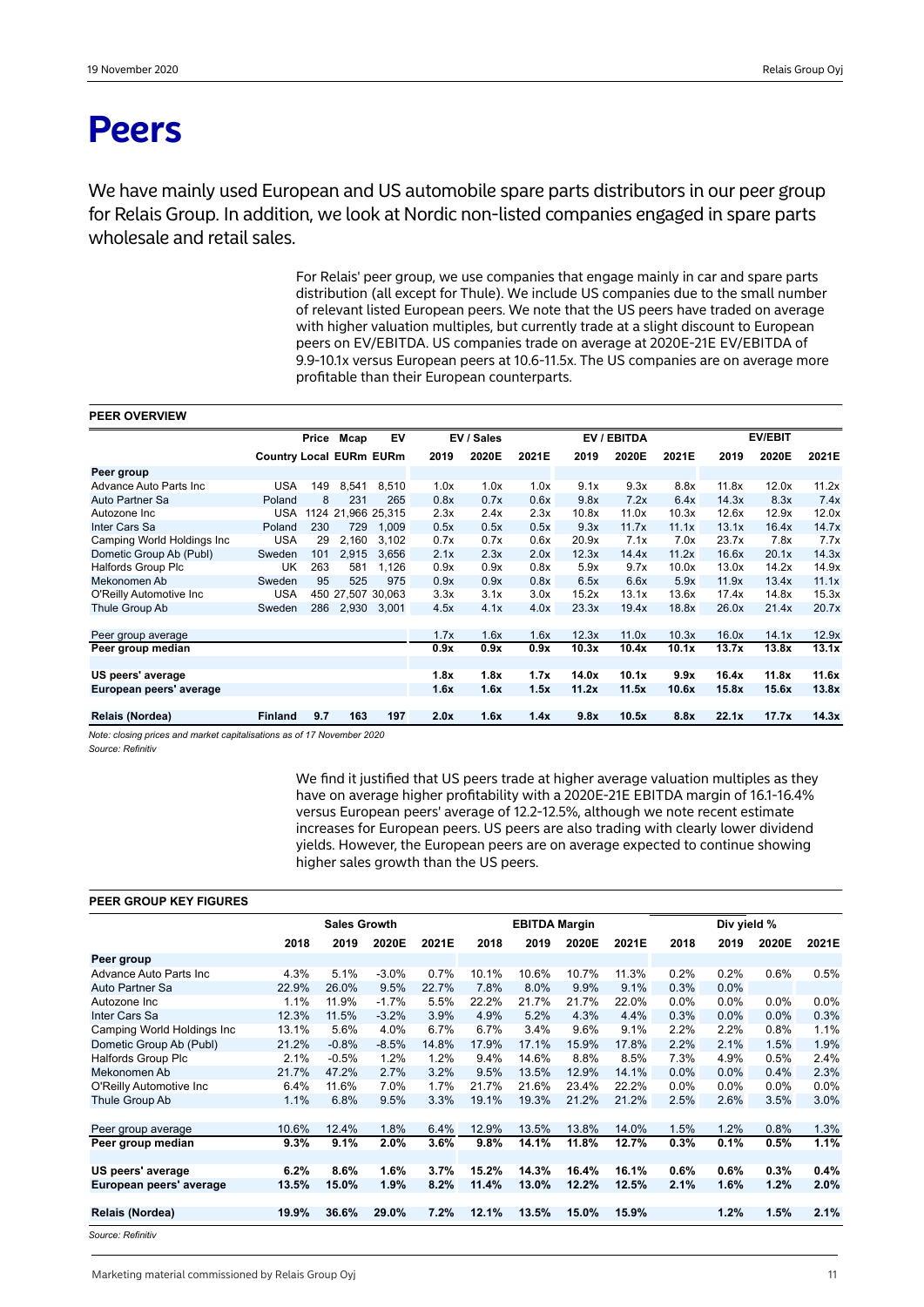# Peers

We have mainly used European and US automobile spare parts distributors in our peer group for Relais Group. In addition, we look at Nordic non-listed companies engaged in spare parts wholesale and retail sales.

For Relais' peer group, we use companies that engage mainly in car and spare parts distribution (all except for Thule). We include US companies due to the small number of relevant listed European peers. We note that the US peers have traded on average with higher valuation multiples, but currently trade at a slight discount to European peers on EV/EBITDA. US companies trade on average at 2020E-21E EV/EBITDA of 9.9-10.1x versus European peers at 10.6-11.5x. The US companies are on average more profitable than their European counterparts.

**PEER OVERVIEW**

| | | Price | Mcap | EV | EV / Sales | | | EV / EBITDA | | | EV/EBIT | | |
|---|---|---|---|---|---|---|---|---|---|---|---|---|---|
| | Country | Local | EURm | EURm | 2019 | 2020E | 2021E | 2019 | 2020E | 2021E | 2019 | 2020E | 2021E |
| **Peer group** | | | | | | | | | | | | | |
| Advance Auto Parts Inc | USA | 149 | 8,541 | 8,510 | 1.0x | 1.0x | 1.0x | 9.1x | 9.3x | 8.8x | 11.8x | 12.0x | 11.2x |
| Auto Partner Sa | Poland | 8 | 231 | 265 | 0.8x | 0.7x | 0.6x | 9.8x | 7.2x | 6.4x | 14.3x | 8.3x | 7.4x |
| Autozone Inc | USA | 1124 | 21,966 | 25,315 | 2.3x | 2.4x | 2.3x | 10.8x | 11.0x | 10.3x | 12.6x | 12.9x | 12.0x |
| Inter Cars Sa | Poland | 230 | 729 | 1,009 | 0.5x | 0.5x | 0.5x | 9.3x | 11.7x | 11.1x | 13.1x | 16.4x | 14.7x |
| Camping World Holdings Inc | USA | 29 | 2,160 | 3,102 | 0.7x | 0.7x | 0.6x | 20.9x | 7.1x | 7.0x | 23.7x | 7.8x | 7.7x |
| Dometic Group Ab (Publ) | Sweden | 101 | 2,915 | 3,656 | 2.1x | 2.3x | 2.0x | 12.3x | 14.4x | 11.2x | 16.6x | 20.1x | 14.3x |
| Halfords Group Plc | UK | 263 | 581 | 1,126 | 0.9x | 0.9x | 0.8x | 5.9x | 9.7x | 10.0x | 13.0x | 14.2x | 14.9x |
| Mekonomen Ab | Sweden | 95 | 525 | 975 | 0.9x | 0.9x | 0.8x | 6.5x | 6.6x | 5.9x | 11.9x | 13.4x | 11.1x |
| O'Reilly Automotive Inc | USA | 450 | 27,507 | 30,063 | 3.3x | 3.1x | 3.0x | 15.2x | 13.1x | 13.6x | 17.4x | 14.8x | 15.3x |
| Thule Group Ab | Sweden | 286 | 2,930 | 3,001 | 4.5x | 4.1x | 4.0x | 23.3x | 19.4x | 18.8x | 26.0x | 21.4x | 20.7x |
| | | | | | | | | | | | | | |
| Peer group average | | | | | 1.7x | 1.6x | 1.6x | 12.3x | 11.0x | 10.3x | 16.0x | 14.1x | 12.9x |
| **Peer group median** | | | | | **0.9x** | **0.9x** | **0.9x** | **10.3x** | **10.4x** | **10.1x** | **13.7x** | **13.8x** | **13.1x** |
| | | | | | | | | | | | | | |
| **US peers' average** | | | | | **1.8x** | **1.8x** | **1.7x** | **14.0x** | **10.1x** | **9.9x** | **16.4x** | **11.8x** | **11.6x** |
| **European peers' average** | | | | | **1.6x** | **1.6x** | **1.5x** | **11.2x** | **11.5x** | **10.6x** | **15.8x** | **15.6x** | **13.8x** |
| | | | | | | | | | | | | | |
| **Relais (Nordea)** | **Finland** | **9.7** | **163** | **197** | **2.0x** | **1.6x** | **1.4x** | **9.8x** | **10.5x** | **8.8x** | **22.1x** | **17.7x** | **14.3x** |

*Note: closing prices and market capitalisations as of 17 November 2020*
*Source: Refinitiv*

We find it justified that US peers trade at higher average valuation multiples as they have on average higher profitability with a 2020E-21E EBITDA margin of 16.1-16.4% versus European peers' average of 12.2-12.5%, although we note recent estimate increases for European peers. US peers are also trading with clearly lower dividend yields. However, the European peers are on average expected to continue showing higher sales growth than the US peers.

**PEER GROUP KEY FIGURES**

| | Sales Growth | | | | EBITDA Margin | | | | Div yield % | | | |
|---|---|---|---|---|---|---|---|---|---|---|---|---|
| | 2018 | 2019 | 2020E | 2021E | 2018 | 2019 | 2020E | 2021E | 2018 | 2019 | 2020E | 2021E |
| **Peer group** | | | | | | | | | | | | |
| Advance Auto Parts Inc | 4.3% | 5.1% | -3.0% | 0.7% | 10.1% | 10.6% | 10.7% | 11.3% | 0.2% | 0.2% | 0.6% | 0.5% |
| Auto Partner Sa | 22.9% | 26.0% | 9.5% | 22.7% | 7.8% | 8.0% | 9.9% | 9.1% | 0.3% | 0.0% | | |
| Autozone Inc | 1.1% | 11.9% | -1.7% | 5.5% | 22.2% | 21.7% | 21.7% | 22.0% | 0.0% | 0.0% | 0.0% | 0.0% |
| Inter Cars Sa | 12.3% | 11.5% | -3.2% | 3.9% | 4.9% | 5.2% | 4.3% | 4.4% | 0.3% | 0.0% | 0.0% | 0.3% |
| Camping World Holdings Inc | 13.1% | 5.6% | 4.0% | 6.7% | 6.7% | 3.4% | 9.6% | 9.1% | 2.2% | 2.2% | 0.8% | 1.1% |
| Dometic Group Ab (Publ) | 21.2% | -0.8% | -8.5% | 14.8% | 17.9% | 17.1% | 15.9% | 17.8% | 2.2% | 2.1% | 1.5% | 1.9% |
| Halfords Group Plc | 2.1% | -0.5% | 1.2% | 1.2% | 9.4% | 14.6% | 8.8% | 8.5% | 7.3% | 4.9% | 0.5% | 2.4% |
| Mekonomen Ab | 21.7% | 47.2% | 2.7% | 3.2% | 9.5% | 13.5% | 12.9% | 14.1% | 0.0% | 0.0% | 0.4% | 2.3% |
| O'Reilly Automotive Inc | 6.4% | 11.6% | 7.0% | 1.7% | 21.7% | 21.6% | 23.4% | 22.2% | 0.0% | 0.0% | 0.0% | 0.0% |
| Thule Group Ab | 1.1% | 6.8% | 9.5% | 3.3% | 19.1% | 19.3% | 21.2% | 21.2% | 2.5% | 2.6% | 3.5% | 3.0% |
| | | | | | | | | | | | | |
| Peer group average | 10.6% | 12.4% | 1.8% | 6.4% | 12.9% | 13.5% | 13.8% | 14.0% | 1.5% | 1.2% | 0.8% | 1.3% |
| **Peer group median** | **9.3%** | **9.1%** | **2.0%** | **3.6%** | **9.8%** | **14.1%** | **11.8%** | **12.7%** | **0.3%** | **0.1%** | **0.5%** | **1.1%** |
| | | | | | | | | | | | | |
| **US peers' average** | **6.2%** | **8.6%** | **1.6%** | **3.7%** | **15.2%** | **14.3%** | **16.4%** | **16.1%** | **0.6%** | **0.6%** | **0.3%** | **0.4%** |
| **European peers' average** | **13.5%** | **15.0%** | **1.9%** | **8.2%** | **11.4%** | **13.0%** | **12.2%** | **12.5%** | **2.1%** | **1.6%** | **1.2%** | **2.0%** |
| | | | | | | | | | | | | |
| **Relais (Nordea)** | **19.9%** | **36.6%** | **29.0%** | **7.2%** | **12.1%** | **13.5%** | **15.0%** | **15.9%** | | **1.2%** | **1.5%** | **2.1%** |

*Source: Refinitiv*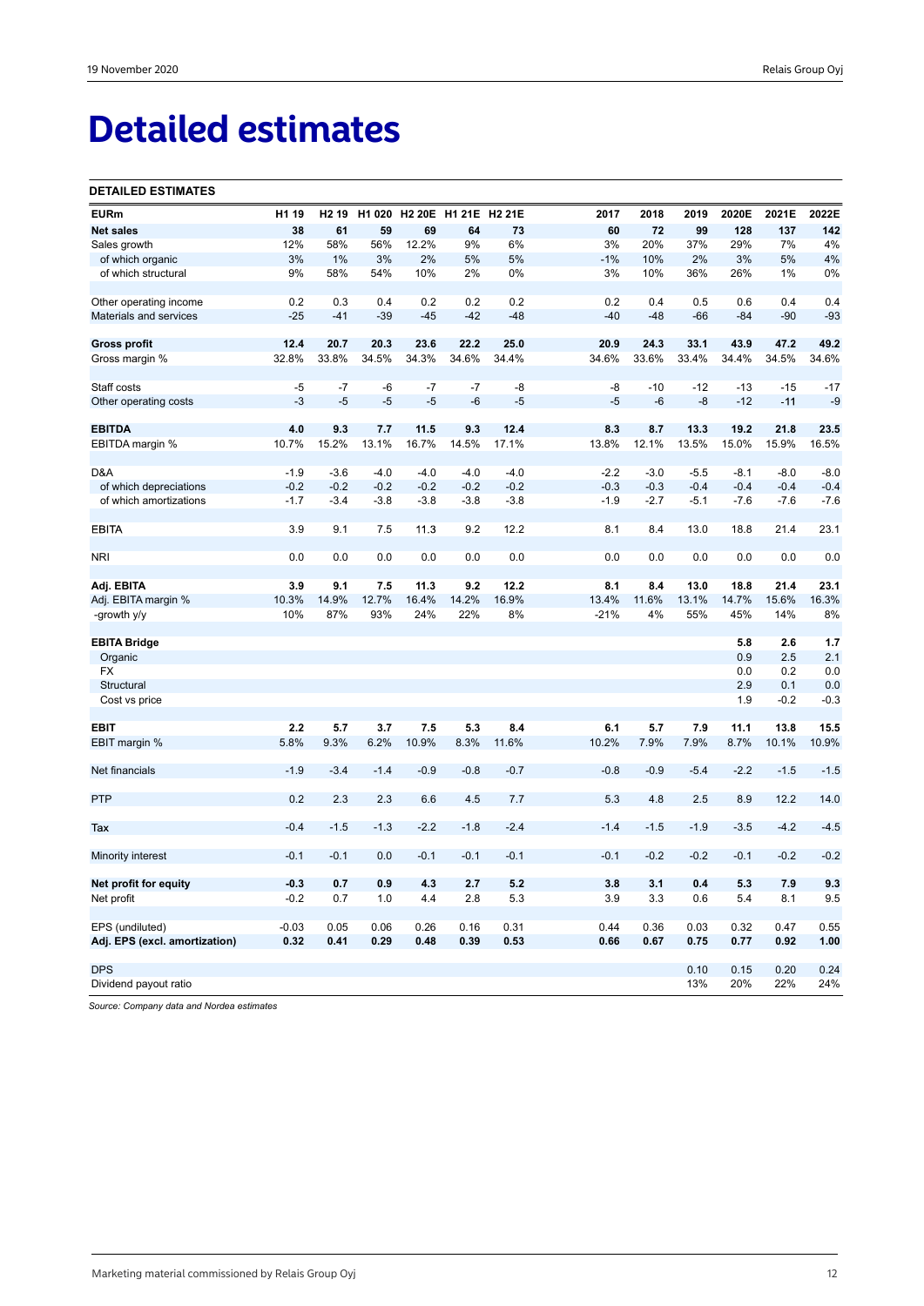# Detailed estimates

**DETAILED ESTIMATES**

| EURm | H1 19 | H2 19 | H1 020 | H2 20E | H1 21E | H2 21E | 2017 | 2018 | 2019 | 2020E | 2021E | 2022E |
|---|---|---|---|---|---|---|---|---|---|---|---|---|
| **Net sales** | **38** | **61** | **59** | **69** | **64** | **73** | **60** | **72** | **99** | **128** | **137** | **142** |
| Sales growth | 12% | 58% | 56% | 12.2% | 9% | 6% | 3% | 20% | 37% | 29% | 7% | 4% |
| of which organic | 3% | 1% | 3% | 2% | 5% | 5% | -1% | 10% | 2% | 3% | 5% | 4% |
| of which structural | 9% | 58% | 54% | 10% | 2% | 0% | 3% | 10% | 36% | 26% | 1% | 0% |
| | | | | | | | | | | | | |
| Other operating income | 0.2 | 0.3 | 0.4 | 0.2 | 0.2 | 0.2 | 0.2 | 0.4 | 0.5 | 0.6 | 0.4 | 0.4 |
| Materials and services | -25 | -41 | -39 | -45 | -42 | -48 | -40 | -48 | -66 | -84 | -90 | -93 |
| | | | | | | | | | | | | |
| **Gross profit** | **12.4** | **20.7** | **20.3** | **23.6** | **22.2** | **25.0** | **20.9** | **24.3** | **33.1** | **43.9** | **47.2** | **49.2** |
| Gross margin % | 32.8% | 33.8% | 34.5% | 34.3% | 34.6% | 34.4% | 34.6% | 33.6% | 33.4% | 34.4% | 34.5% | 34.6% |
| | | | | | | | | | | | | |
| Staff costs | -5 | -7 | -6 | -7 | -7 | -8 | -8 | -10 | -12 | -13 | -15 | -17 |
| Other operating costs | -3 | -5 | -5 | -5 | -6 | -5 | -5 | -6 | -8 | -12 | -11 | -9 |
| | | | | | | | | | | | | |
| **EBITDA** | **4.0** | **9.3** | **7.7** | **11.5** | **9.3** | **12.4** | **8.3** | **8.7** | **13.3** | **19.2** | **21.8** | **23.5** |
| EBITDA margin % | 10.7% | 15.2% | 13.1% | 16.7% | 14.5% | 17.1% | 13.8% | 12.1% | 13.5% | 15.0% | 15.9% | 16.5% |
| | | | | | | | | | | | | |
| D&A | -1.9 | -3.6 | -4.0 | -4.0 | -4.0 | -4.0 | -2.2 | -3.0 | -5.5 | -8.1 | -8.0 | -8.0 |
| of which depreciations | -0.2 | -0.2 | -0.2 | -0.2 | -0.2 | -0.2 | -0.3 | -0.3 | -0.4 | -0.4 | -0.4 | -0.4 |
| of which amortizations | -1.7 | -3.4 | -3.8 | -3.8 | -3.8 | -3.8 | -1.9 | -2.7 | -5.1 | -7.6 | -7.6 | -7.6 |
| | | | | | | | | | | | | |
| EBITA | 3.9 | 9.1 | 7.5 | 11.3 | 9.2 | 12.2 | 8.1 | 8.4 | 13.0 | 18.8 | 21.4 | 23.1 |
| | | | | | | | | | | | | |
| NRI | 0.0 | 0.0 | 0.0 | 0.0 | 0.0 | 0.0 | 0.0 | 0.0 | 0.0 | 0.0 | 0.0 | 0.0 |
| | | | | | | | | | | | | |
| **Adj. EBITA** | **3.9** | **9.1** | **7.5** | **11.3** | **9.2** | **12.2** | **8.1** | **8.4** | **13.0** | **18.8** | **21.4** | **23.1** |
| Adj. EBITA margin % | 10.3% | 14.9% | 12.7% | 16.4% | 14.2% | 16.9% | 13.4% | 11.6% | 13.1% | 14.7% | 15.6% | 16.3% |
| -growth y/y | 10% | 87% | 93% | 24% | 22% | 8% | -21% | 4% | 55% | 45% | 14% | 8% |
| | | | | | | | | | | | | |
| **EBITA Bridge** | | | | | | | | | | **5.8** | **2.6** | **1.7** |
| Organic | | | | | | | | | | 0.9 | 2.5 | 2.1 |
| FX | | | | | | | | | | 0.0 | 0.2 | 0.0 |
| Structural | | | | | | | | | | 2.9 | 0.1 | 0.0 |
| Cost vs price | | | | | | | | | | 1.9 | -0.2 | -0.3 |
| | | | | | | | | | | | | |
| **EBIT** | **2.2** | **5.7** | **3.7** | **7.5** | **5.3** | **8.4** | **6.1** | **5.7** | **7.9** | **11.1** | **13.8** | **15.5** |
| EBIT margin % | 5.8% | 9.3% | 6.2% | 10.9% | 8.3% | 11.6% | 10.2% | 7.9% | 7.9% | 8.7% | 10.1% | 10.9% |
| | | | | | | | | | | | | |
| Net financials | -1.9 | -3.4 | -1.4 | -0.9 | -0.8 | -0.7 | -0.8 | -0.9 | -5.4 | -2.2 | -1.5 | -1.5 |
| | | | | | | | | | | | | |
| PTP | 0.2 | 2.3 | 2.3 | 6.6 | 4.5 | 7.7 | 5.3 | 4.8 | 2.5 | 8.9 | 12.2 | 14.0 |
| | | | | | | | | | | | | |
| Tax | -0.4 | -1.5 | -1.3 | -2.2 | -1.8 | -2.4 | -1.4 | -1.5 | -1.9 | -3.5 | -4.2 | -4.5 |
| | | | | | | | | | | | | |
| Minority interest | -0.1 | -0.1 | 0.0 | -0.1 | -0.1 | -0.1 | -0.1 | -0.2 | -0.2 | -0.1 | -0.2 | -0.2 |
| | | | | | | | | | | | | |
| **Net profit for equity** | **-0.3** | **0.7** | **0.9** | **4.3** | **2.7** | **5.2** | **3.8** | **3.1** | **0.4** | **5.3** | **7.9** | **9.3** |
| Net profit | -0.2 | 0.7 | 1.0 | 4.4 | 2.8 | 5.3 | 3.9 | 3.3 | 0.6 | 5.4 | 8.1 | 9.5 |
| | | | | | | | | | | | | |
| EPS (undiluted) | -0.03 | 0.05 | 0.06 | 0.26 | 0.16 | 0.31 | 0.44 | 0.36 | 0.03 | 0.32 | 0.47 | 0.55 |
| **Adj. EPS (excl. amortization)** | **0.32** | **0.41** | **0.29** | **0.48** | **0.39** | **0.53** | **0.66** | **0.67** | **0.75** | **0.77** | **0.92** | **1.00** |
| | | | | | | | | | | | | |
| DPS | | | | | | | | | 0.10 | 0.15 | 0.20 | 0.24 |
| Dividend payout ratio | | | | | | | | | 13% | 20% | 22% | 24% |

*Source: Company data and Nordea estimates*

Marketing material commissioned by Relais Group Oyj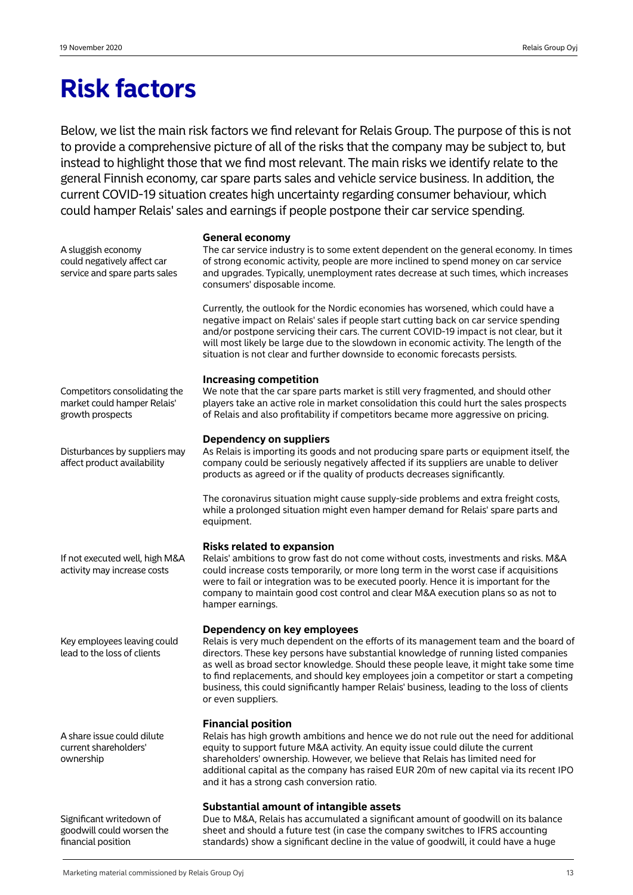# Risk factors

Below, we list the main risk factors we find relevant for Relais Group. The purpose of this is not to provide a comprehensive picture of all of the risks that the company may be subject to, but instead to highlight those that we find most relevant. The main risks we identify relate to the general Finnish economy, car spare parts sales and vehicle service business. In addition, the current COVID-19 situation creates high uncertainty regarding consumer behaviour, which could hamper Relais' sales and earnings if people postpone their car service spending.

### General economy

*A sluggish economy could negatively affect car service and spare parts sales*

The car service industry is to some extent dependent on the general economy. In times of strong economic activity, people are more inclined to spend money on car service and upgrades. Typically, unemployment rates decrease at such times, which increases consumers' disposable income.

Currently, the outlook for the Nordic economies has worsened, which could have a negative impact on Relais' sales if people start cutting back on car service spending and/or postpone servicing their cars. The current COVID-19 impact is not clear, but it will most likely be large due to the slowdown in economic activity. The length of the situation is not clear and further downside to economic forecasts persists.

### Increasing competition

*Competitors consolidating the market could hamper Relais' growth prospects*

We note that the car spare parts market is still very fragmented, and should other players take an active role in market consolidation this could hurt the sales prospects of Relais and also profitability if competitors became more aggressive on pricing.

### Dependency on suppliers

*Disturbances by suppliers may affect product availability*

As Relais is importing its goods and not producing spare parts or equipment itself, the company could be seriously negatively affected if its suppliers are unable to deliver products as agreed or if the quality of products decreases significantly.

The coronavirus situation might cause supply-side problems and extra freight costs, while a prolonged situation might even hamper demand for Relais' spare parts and equipment.

### Risks related to expansion

*If not executed well, high M&A activity may increase costs*

Relais' ambitions to grow fast do not come without costs, investments and risks. M&A could increase costs temporarily, or more long term in the worst case if acquisitions were to fail or integration was to be executed poorly. Hence it is important for the company to maintain good cost control and clear M&A execution plans so as not to hamper earnings.

### Dependency on key employees

*Key employees leaving could lead to the loss of clients*

Relais is very much dependent on the efforts of its management team and the board of directors. These key persons have substantial knowledge of running listed companies as well as broad sector knowledge. Should these people leave, it might take some time to find replacements, and should key employees join a competitor or start a competing business, this could significantly hamper Relais' business, leading to the loss of clients or even suppliers.

### Financial position

*A share issue could dilute current shareholders' ownership*

Relais has high growth ambitions and hence we do not rule out the need for additional equity to support future M&A activity. An equity issue could dilute the current shareholders' ownership. However, we believe that Relais has limited need for additional capital as the company has raised EUR 20m of new capital via its recent IPO and it has a strong cash conversion ratio.

### Substantial amount of intangible assets

*Significant writedown of goodwill could worsen the financial position*

Due to M&A, Relais has accumulated a significant amount of goodwill on its balance sheet and should a future test (in case the company switches to IFRS accounting standards) show a significant decline in the value of goodwill, it could have a huge

Marketing material commissioned by Relais Group Oyj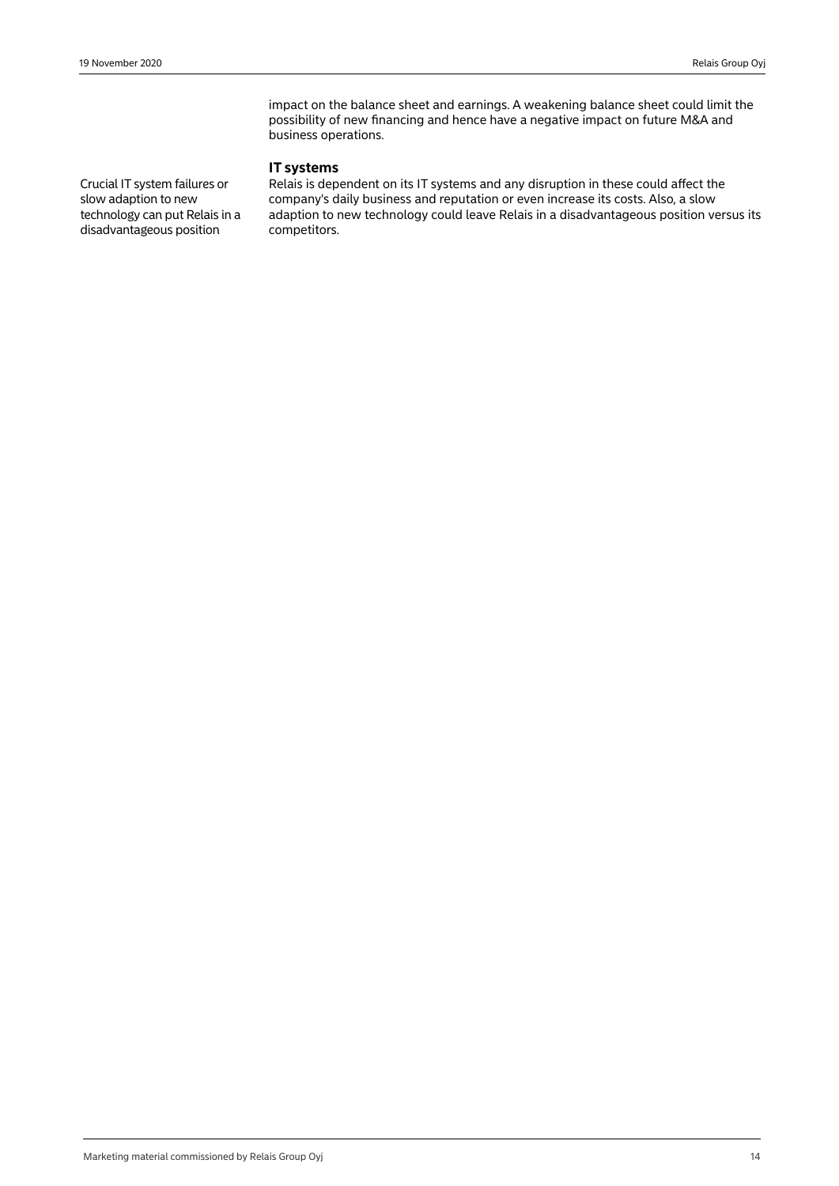impact on the balance sheet and earnings. A weakening balance sheet could limit the possibility of new financing and hence have a negative impact on future M&A and business operations.

Crucial IT system failures or slow adaption to new technology can put Relais in a disadvantageous position

### IT systems

Relais is dependent on its IT systems and any disruption in these could affect the company's daily business and reputation or even increase its costs. Also, a slow adaption to new technology could leave Relais in a disadvantageous position versus its competitors.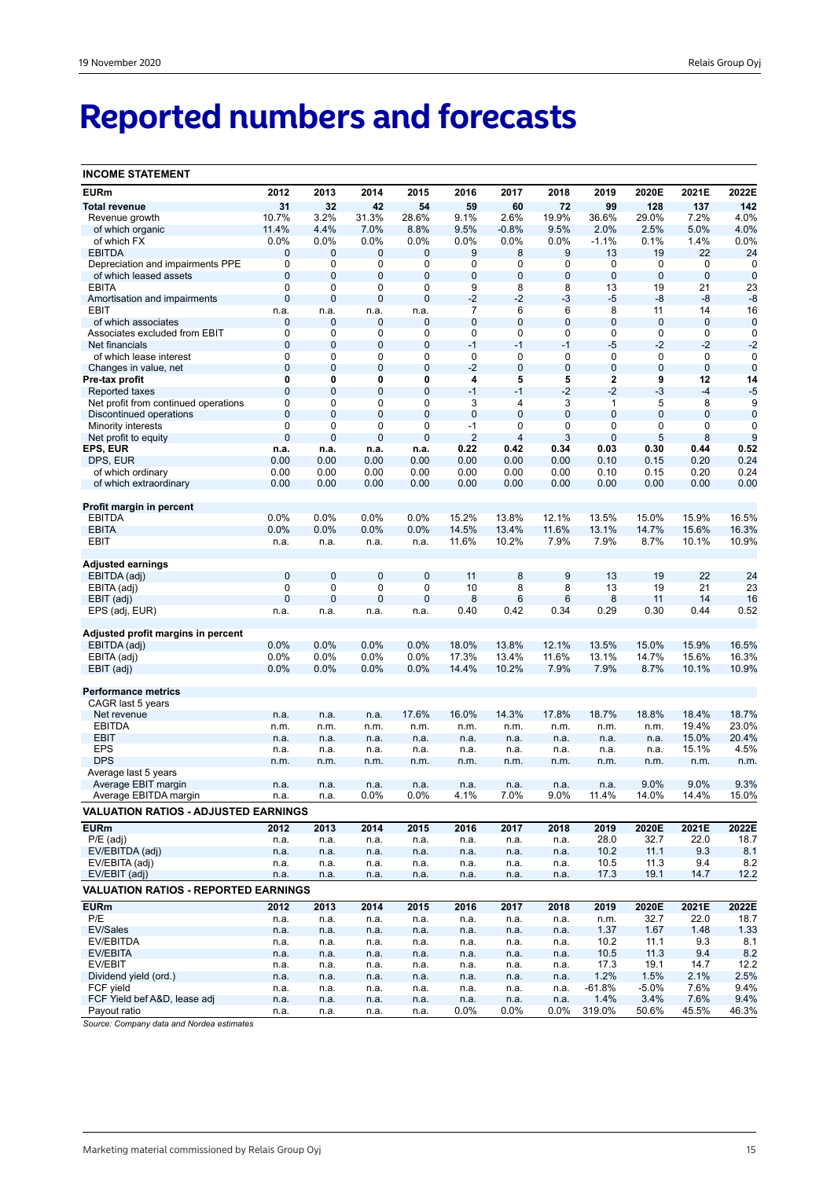# Reported numbers and forecasts

**INCOME STATEMENT**

| EURm | 2012 | 2013 | 2014 | 2015 | 2016 | 2017 | 2018 | 2019 | 2020E | 2021E | 2022E |
|---|---|---|---|---|---|---|---|---|---|---|---|
| **Total revenue** | **31** | **32** | **42** | **54** | **59** | **60** | **72** | **99** | **128** | **137** | **142** |
| Revenue growth | 10.7% | 3.2% | 31.3% | 28.6% | 9.1% | 2.6% | 19.9% | 36.6% | 29.0% | 7.2% | 4.0% |
| of which organic | 11.4% | 4.4% | 7.0% | 8.8% | 9.5% | -0.8% | 9.5% | 2.0% | 2.5% | 5.0% | 4.0% |
| of which FX | 0.0% | 0.0% | 0.0% | 0.0% | 0.0% | 0.0% | 0.0% | -1.1% | 0.1% | 1.4% | 0.0% |
| EBITDA | 0 | 0 | 0 | 0 | 9 | 8 | 9 | 13 | 19 | 22 | 24 |
| Depreciation and impairments PPE | 0 | 0 | 0 | 0 | 0 | 0 | 0 | 0 | 0 | 0 | 0 |
| of which leased assets | 0 | 0 | 0 | 0 | 0 | 0 | 0 | 0 | 0 | 0 | 0 |
| EBITA | 0 | 0 | 0 | 0 | 9 | 8 | 8 | 13 | 19 | 21 | 23 |
| Amortisation and impairments | 0 | 0 | 0 | 0 | -2 | -2 | -3 | -5 | -8 | -8 | -8 |
| EBIT | n.a. | n.a. | n.a. | n.a. | 7 | 6 | 6 | 8 | 11 | 14 | 16 |
| of which associates | 0 | 0 | 0 | 0 | 0 | 0 | 0 | 0 | 0 | 0 | 0 |
| Associates excluded from EBIT | 0 | 0 | 0 | 0 | 0 | 0 | 0 | 0 | 0 | 0 | 0 |
| Net financials | 0 | 0 | 0 | 0 | -1 | -1 | -1 | -5 | -2 | -2 | -2 |
| of which lease interest | 0 | 0 | 0 | 0 | 0 | 0 | 0 | 0 | 0 | 0 | 0 |
| Changes in value, net | 0 | 0 | 0 | 0 | -2 | 0 | 0 | 0 | 0 | 0 | 0 |
| **Pre-tax profit** | **0** | **0** | **0** | **0** | **4** | **5** | **5** | **2** | **9** | **12** | **14** |
| Reported taxes | 0 | 0 | 0 | 0 | -1 | -1 | -2 | -2 | -3 | -4 | -5 |
| Net profit from continued operations | 0 | 0 | 0 | 0 | 3 | 4 | 3 | 1 | 5 | 8 | 9 |
| Discontinued operations | 0 | 0 | 0 | 0 | 0 | 0 | 0 | 0 | 0 | 0 | 0 |
| Minority interests | 0 | 0 | 0 | 0 | -1 | 0 | 0 | 0 | 0 | 0 | 0 |
| Net profit to equity | 0 | 0 | 0 | 0 | 2 | 4 | 3 | 0 | 5 | 8 | 9 |
| **EPS, EUR** | **n.a.** | **n.a.** | **n.a.** | **n.a.** | **0.22** | **0.42** | **0.34** | **0.03** | **0.30** | **0.44** | **0.52** |
| DPS, EUR | 0.00 | 0.00 | 0.00 | 0.00 | 0.00 | 0.00 | 0.00 | 0.10 | 0.15 | 0.20 | 0.24 |
| of which ordinary | 0.00 | 0.00 | 0.00 | 0.00 | 0.00 | 0.00 | 0.00 | 0.10 | 0.15 | 0.20 | 0.24 |
| of which extraordinary | 0.00 | 0.00 | 0.00 | 0.00 | 0.00 | 0.00 | 0.00 | 0.00 | 0.00 | 0.00 | 0.00 |
| **Profit margin in percent** | | | | | | | | | | | |
| EBITDA | 0.0% | 0.0% | 0.0% | 0.0% | 15.2% | 13.8% | 12.1% | 13.5% | 15.0% | 15.9% | 16.5% |
| EBITA | 0.0% | 0.0% | 0.0% | 0.0% | 14.5% | 13.4% | 11.6% | 13.1% | 14.7% | 15.6% | 16.3% |
| EBIT | n.a. | n.a. | n.a. | n.a. | 11.6% | 10.2% | 7.9% | 7.9% | 8.7% | 10.1% | 10.9% |
| **Adjusted earnings** | | | | | | | | | | | |
| EBITDA (adj) | 0 | 0 | 0 | 0 | 11 | 8 | 9 | 13 | 19 | 22 | 24 |
| EBITA (adj) | 0 | 0 | 0 | 0 | 10 | 8 | 8 | 13 | 19 | 21 | 23 |
| EBIT (adj) | 0 | 0 | 0 | 0 | 8 | 6 | 6 | 8 | 11 | 14 | 16 |
| EPS (adj, EUR) | n.a. | n.a. | n.a. | n.a. | 0.40 | 0.42 | 0.34 | 0.29 | 0.30 | 0.44 | 0.52 |
| **Adjusted profit margins in percent** | | | | | | | | | | | |
| EBITDA (adj) | 0.0% | 0.0% | 0.0% | 0.0% | 18.0% | 13.8% | 12.1% | 13.5% | 15.0% | 15.9% | 16.5% |
| EBITA (adj) | 0.0% | 0.0% | 0.0% | 0.0% | 17.3% | 13.4% | 11.6% | 13.1% | 14.7% | 15.6% | 16.3% |
| EBIT (adj) | 0.0% | 0.0% | 0.0% | 0.0% | 14.4% | 10.2% | 7.9% | 7.9% | 8.7% | 10.1% | 10.9% |
| **Performance metrics** | | | | | | | | | | | |
| CAGR last 5 years | | | | | | | | | | | |
| Net revenue | n.a. | n.a. | n.a. | 17.6% | 16.0% | 14.3% | 17.8% | 18.7% | 18.8% | 18.4% | 18.7% |
| EBITDA | n.m. | n.m. | n.m. | n.m. | n.m. | n.m. | n.m. | n.m. | n.m. | 19.4% | 23.0% |
| EBIT | n.a. | n.a. | n.a. | n.a. | n.a. | n.a. | n.a. | n.a. | n.a. | 15.0% | 20.4% |
| EPS | n.a. | n.a. | n.a. | n.a. | n.a. | n.a. | n.a. | n.a. | n.a. | 15.1% | 4.5% |
| DPS | n.m. | n.m. | n.m. | n.m. | n.m. | n.m. | n.m. | n.m. | n.m. | n.m. | n.m. |
| Average last 5 years | | | | | | | | | | | |
| Average EBIT margin | n.a. | n.a. | n.a. | n.a. | n.a. | n.a. | n.a. | n.a. | 9.0% | 9.0% | 9.3% |
| Average EBITDA margin | n.a. | n.a. | 0.0% | 0.0% | 4.1% | 7.0% | 9.0% | 11.4% | 14.0% | 14.4% | 15.0% |

**VALUATION RATIOS - ADJUSTED EARNINGS**

| EURm | 2012 | 2013 | 2014 | 2015 | 2016 | 2017 | 2018 | 2019 | 2020E | 2021E | 2022E |
|---|---|---|---|---|---|---|---|---|---|---|---|
| P/E (adj) | n.a. | n.a. | n.a. | n.a. | n.a. | n.a. | n.a. | 28.0 | 32.7 | 22.0 | 18.7 |
| EV/EBITDA (adj) | n.a. | n.a. | n.a. | n.a. | n.a. | n.a. | n.a. | 10.2 | 11.1 | 9.3 | 8.1 |
| EV/EBITA (adj) | n.a. | n.a. | n.a. | n.a. | n.a. | n.a. | n.a. | 10.5 | 11.3 | 9.4 | 8.2 |
| EV/EBIT (adj) | n.a. | n.a. | n.a. | n.a. | n.a. | n.a. | n.a. | 17.3 | 19.1 | 14.7 | 12.2 |

**VALUATION RATIOS - REPORTED EARNINGS**

| EURm | 2012 | 2013 | 2014 | 2015 | 2016 | 2017 | 2018 | 2019 | 2020E | 2021E | 2022E |
|---|---|---|---|---|---|---|---|---|---|---|---|
| P/E | n.a. | n.a. | n.a. | n.a. | n.a. | n.a. | n.a. | n.m. | 32.7 | 22.0 | 18.7 |
| EV/Sales | n.a. | n.a. | n.a. | n.a. | n.a. | n.a. | n.a. | 1.37 | 1.67 | 1.48 | 1.33 |
| EV/EBITDA | n.a. | n.a. | n.a. | n.a. | n.a. | n.a. | n.a. | 10.2 | 11.1 | 9.3 | 8.1 |
| EV/EBITA | n.a. | n.a. | n.a. | n.a. | n.a. | n.a. | n.a. | 10.5 | 11.3 | 9.4 | 8.2 |
| EV/EBIT | n.a. | n.a. | n.a. | n.a. | n.a. | n.a. | n.a. | 17.3 | 19.1 | 14.7 | 12.2 |
| Dividend yield (ord.) | n.a. | n.a. | n.a. | n.a. | n.a. | n.a. | n.a. | 1.2% | 1.5% | 2.1% | 2.5% |
| FCF yield | n.a. | n.a. | n.a. | n.a. | n.a. | n.a. | n.a. | -61.8% | -5.0% | 7.6% | 9.4% |
| FCF Yield bef A&D, lease adj | n.a. | n.a. | n.a. | n.a. | n.a. | n.a. | n.a. | 1.4% | 3.4% | 7.6% | 9.4% |
| Payout ratio | n.a. | n.a. | n.a. | n.a. | 0.0% | 0.0% | 0.0% | 319.0% | 50.6% | 45.5% | 46.3% |

*Source: Company data and Nordea estimates*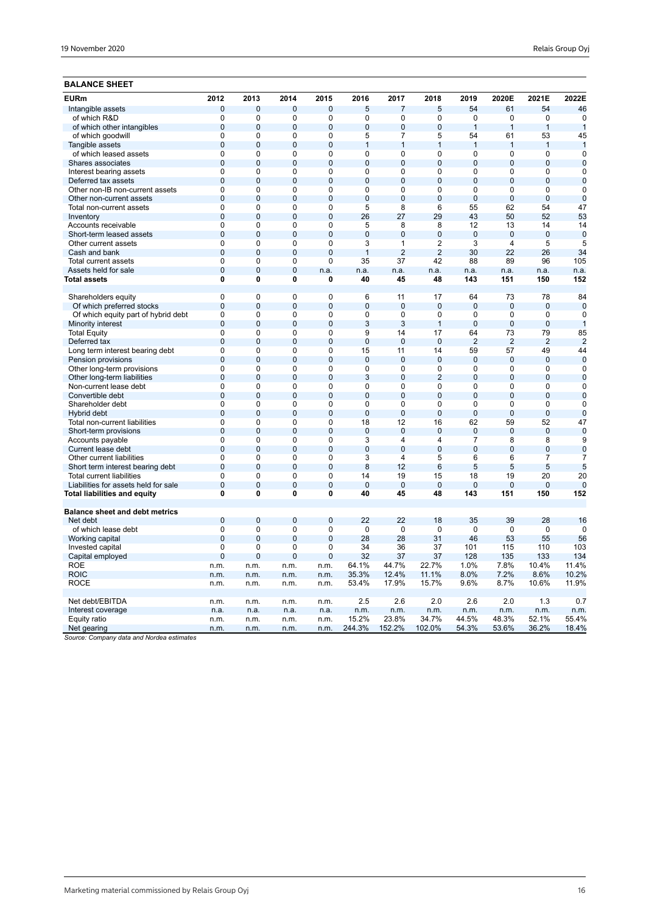## BALANCE SHEET

| EURm | 2012 | 2013 | 2014 | 2015 | 2016 | 2017 | 2018 | 2019 | 2020E | 2021E | 2022E |
|---|---|---|---|---|---|---|---|---|---|---|---|
| Intangible assets | 0 | 0 | 0 | 0 | 5 | 7 | 5 | 54 | 61 | 54 | 46 |
| of which R&D | 0 | 0 | 0 | 0 | 0 | 0 | 0 | 0 | 0 | 0 | 0 |
| of which other intangibles | 0 | 0 | 0 | 0 | 0 | 0 | 0 | 1 | 1 | 1 | 1 |
| of which goodwill | 0 | 0 | 0 | 0 | 5 | 7 | 5 | 54 | 61 | 53 | 45 |
| Tangible assets | 0 | 0 | 0 | 0 | 1 | 1 | 1 | 1 | 1 | 1 | 1 |
| of which leased assets | 0 | 0 | 0 | 0 | 0 | 0 | 0 | 0 | 0 | 0 | 0 |
| Shares associates | 0 | 0 | 0 | 0 | 0 | 0 | 0 | 0 | 0 | 0 | 0 |
| Interest bearing assets | 0 | 0 | 0 | 0 | 0 | 0 | 0 | 0 | 0 | 0 | 0 |
| Deferred tax assets | 0 | 0 | 0 | 0 | 0 | 0 | 0 | 0 | 0 | 0 | 0 |
| Other non-IB non-current assets | 0 | 0 | 0 | 0 | 0 | 0 | 0 | 0 | 0 | 0 | 0 |
| Other non-current assets | 0 | 0 | 0 | 0 | 0 | 0 | 0 | 0 | 0 | 0 | 0 |
| Total non-current assets | 0 | 0 | 0 | 0 | 5 | 8 | 6 | 55 | 62 | 54 | 47 |
| Inventory | 0 | 0 | 0 | 0 | 26 | 27 | 29 | 43 | 50 | 52 | 53 |
| Accounts receivable | 0 | 0 | 0 | 0 | 5 | 8 | 8 | 12 | 13 | 14 | 14 |
| Short-term leased assets | 0 | 0 | 0 | 0 | 0 | 0 | 0 | 0 | 0 | 0 | 0 |
| Other current assets | 0 | 0 | 0 | 0 | 3 | 1 | 2 | 3 | 4 | 5 | 5 |
| Cash and bank | 0 | 0 | 0 | 0 | 1 | 2 | 2 | 30 | 22 | 26 | 34 |
| Total current assets | 0 | 0 | 0 | 0 | 35 | 37 | 42 | 88 | 89 | 96 | 105 |
| Assets held for sale | 0 | 0 | 0 | n.a. | n.a. | n.a. | n.a. | n.a. | n.a. | n.a. | n.a. |
| **Total assets** | **0** | **0** | **0** | **0** | **40** | **45** | **48** | **143** | **151** | **150** | **152** |
| | | | | | | | | | | | |
| Shareholders equity | 0 | 0 | 0 | 0 | 6 | 11 | 17 | 64 | 73 | 78 | 84 |
| Of which preferred stocks | 0 | 0 | 0 | 0 | 0 | 0 | 0 | 0 | 0 | 0 | 0 |
| Of which equity part of hybrid debt | 0 | 0 | 0 | 0 | 0 | 0 | 0 | 0 | 0 | 0 | 0 |
| Minority interest | 0 | 0 | 0 | 0 | 3 | 3 | 1 | 0 | 0 | 0 | 1 |
| Total Equity | 0 | 0 | 0 | 0 | 9 | 14 | 17 | 64 | 73 | 79 | 85 |
| Deferred tax | 0 | 0 | 0 | 0 | 0 | 0 | 0 | 2 | 2 | 2 | 2 |
| Long term interest bearing debt | 0 | 0 | 0 | 0 | 15 | 11 | 14 | 59 | 57 | 49 | 44 |
| Pension provisions | 0 | 0 | 0 | 0 | 0 | 0 | 0 | 0 | 0 | 0 | 0 |
| Other long-term provisions | 0 | 0 | 0 | 0 | 0 | 0 | 0 | 0 | 0 | 0 | 0 |
| Other long-term liabilities | 0 | 0 | 0 | 0 | 3 | 0 | 2 | 0 | 0 | 0 | 0 |
| Non-current lease debt | 0 | 0 | 0 | 0 | 0 | 0 | 0 | 0 | 0 | 0 | 0 |
| Convertible debt | 0 | 0 | 0 | 0 | 0 | 0 | 0 | 0 | 0 | 0 | 0 |
| Shareholder debt | 0 | 0 | 0 | 0 | 0 | 0 | 0 | 0 | 0 | 0 | 0 |
| Hybrid debt | 0 | 0 | 0 | 0 | 0 | 0 | 0 | 0 | 0 | 0 | 0 |
| Total non-current liabilities | 0 | 0 | 0 | 0 | 18 | 12 | 16 | 62 | 59 | 52 | 47 |
| Short-term provisions | 0 | 0 | 0 | 0 | 0 | 0 | 0 | 0 | 0 | 0 | 0 |
| Accounts payable | 0 | 0 | 0 | 0 | 3 | 4 | 4 | 7 | 8 | 8 | 9 |
| Current lease debt | 0 | 0 | 0 | 0 | 0 | 0 | 0 | 0 | 0 | 0 | 0 |
| Other current liabilities | 0 | 0 | 0 | 0 | 3 | 4 | 5 | 6 | 6 | 7 | 7 |
| Short term interest bearing debt | 0 | 0 | 0 | 0 | 8 | 12 | 6 | 5 | 5 | 5 | 5 |
| Total current liabilities | 0 | 0 | 0 | 0 | 14 | 19 | 15 | 18 | 19 | 20 | 20 |
| Liabilities for assets held for sale | 0 | 0 | 0 | 0 | 0 | 0 | 0 | 0 | 0 | 0 | 0 |
| **Total liabilities and equity** | **0** | **0** | **0** | **0** | **40** | **45** | **48** | **143** | **151** | **150** | **152** |
| | | | | | | | | | | | |
| **Balance sheet and debt metrics** | | | | | | | | | | | |
| Net debt | 0 | 0 | 0 | 0 | 22 | 22 | 18 | 35 | 39 | 28 | 16 |
| of which lease debt | 0 | 0 | 0 | 0 | 0 | 0 | 0 | 0 | 0 | 0 | 0 |
| Working capital | 0 | 0 | 0 | 0 | 28 | 28 | 31 | 46 | 53 | 55 | 56 |
| Invested capital | 0 | 0 | 0 | 0 | 34 | 36 | 37 | 101 | 115 | 110 | 103 |
| Capital employed | 0 | 0 | 0 | 0 | 32 | 37 | 37 | 128 | 135 | 133 | 134 |
| ROE | n.m. | n.m. | n.m. | n.m. | 64.1% | 44.7% | 22.7% | 1.0% | 7.8% | 10.4% | 11.4% |
| ROIC | n.m. | n.m. | n.m. | n.m. | 35.3% | 12.4% | 11.1% | 8.0% | 7.2% | 8.6% | 10.2% |
| ROCE | n.m. | n.m. | n.m. | n.m. | 53.4% | 17.9% | 15.7% | 9.6% | 8.7% | 10.6% | 11.9% |
| | | | | | | | | | | | |
| Net debt/EBITDA | n.m. | n.m. | n.m. | n.m. | 2.5 | 2.6 | 2.0 | 2.6 | 2.0 | 1.3 | 0.7 |
| Interest coverage | n.a. | n.a. | n.a. | n.a. | n.m. | n.m. | n.m. | n.m. | n.m. | n.m. | n.m. |
| Equity ratio | n.m. | n.m. | n.m. | n.m. | 15.2% | 23.8% | 34.7% | 44.5% | 48.3% | 52.1% | 55.4% |
| Net gearing | n.m. | n.m. | n.m. | n.m. | 244.3% | 152.2% | 102.0% | 54.3% | 53.6% | 36.2% | 18.4% |

*Source: Company data and Nordea estimates*

Marketing material commissioned by Relais Group Oyj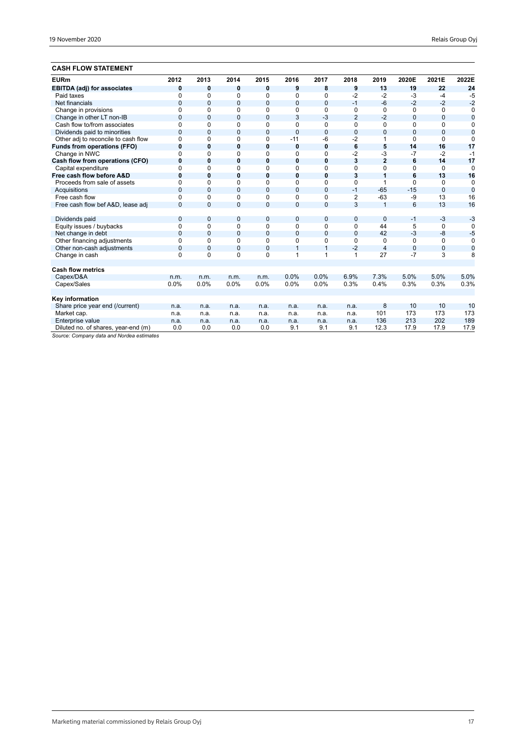## CASH FLOW STATEMENT

| EURm | 2012 | 2013 | 2014 | 2015 | 2016 | 2017 | 2018 | 2019 | 2020E | 2021E | 2022E |
|---|---|---|---|---|---|---|---|---|---|---|---|
| **EBITDA (adj) for associates** | **0** | **0** | **0** | **0** | **9** | **8** | **9** | **13** | **19** | **22** | **24** |
| Paid taxes | 0 | 0 | 0 | 0 | 0 | 0 | -2 | -2 | -3 | -4 | -5 |
| Net financials | 0 | 0 | 0 | 0 | 0 | 0 | -1 | -6 | -2 | -2 | -2 |
| Change in provisions | 0 | 0 | 0 | 0 | 0 | 0 | 0 | 0 | 0 | 0 | 0 |
| Change in other LT non-IB | 0 | 0 | 0 | 0 | 3 | -3 | 2 | -2 | 0 | 0 | 0 |
| Cash flow to/from associates | 0 | 0 | 0 | 0 | 0 | 0 | 0 | 0 | 0 | 0 | 0 |
| Dividends paid to minorities | 0 | 0 | 0 | 0 | 0 | 0 | 0 | 0 | 0 | 0 | 0 |
| Other adj to reconcile to cash flow | 0 | 0 | 0 | 0 | -11 | -6 | -2 | 1 | 0 | 0 | 0 |
| **Funds from operations (FFO)** | **0** | **0** | **0** | **0** | **0** | **0** | **6** | **5** | **14** | **16** | **17** |
| Change in NWC | 0 | 0 | 0 | 0 | 0 | 0 | -2 | -3 | -7 | -2 | -1 |
| **Cash flow from operations (CFO)** | **0** | **0** | **0** | **0** | **0** | **0** | **3** | **2** | **6** | **14** | **17** |
| Capital expenditure | 0 | 0 | 0 | 0 | 0 | 0 | 0 | 0 | 0 | 0 | 0 |
| **Free cash flow before A&D** | **0** | **0** | **0** | **0** | **0** | **0** | **3** | **1** | **6** | **13** | **16** |
| Proceeds from sale of assets | 0 | 0 | 0 | 0 | 0 | 0 | 0 | 1 | 0 | 0 | 0 |
| Acquisitions | 0 | 0 | 0 | 0 | 0 | 0 | -1 | -65 | -15 | 0 | 0 |
| Free cash flow | 0 | 0 | 0 | 0 | 0 | 0 | 2 | -63 | -9 | 13 | 16 |
| Free cash flow bef A&D, lease adj | 0 | 0 | 0 | 0 | 0 | 0 | 3 | 1 | 6 | 13 | 16 |
| | | | | | | | | | | | |
| Dividends paid | 0 | 0 | 0 | 0 | 0 | 0 | 0 | 0 | -1 | -3 | -3 |
| Equity issues / buybacks | 0 | 0 | 0 | 0 | 0 | 0 | 0 | 44 | 5 | 0 | 0 |
| Net change in debt | 0 | 0 | 0 | 0 | 0 | 0 | 0 | 42 | -3 | -8 | -5 |
| Other financing adjustments | 0 | 0 | 0 | 0 | 0 | 0 | 0 | 0 | 0 | 0 | 0 |
| Other non-cash adjustments | 0 | 0 | 0 | 0 | 1 | 1 | -2 | 4 | 0 | 0 | 0 |
| Change in cash | 0 | 0 | 0 | 0 | 1 | 1 | 1 | 27 | -7 | 3 | 8 |
| | | | | | | | | | | | |
| **Cash flow metrics** | | | | | | | | | | | |
| Capex/D&A | n.m. | n.m. | n.m. | n.m. | 0.0% | 0.0% | 6.9% | 7.3% | 5.0% | 5.0% | 5.0% |
| Capex/Sales | 0.0% | 0.0% | 0.0% | 0.0% | 0.0% | 0.0% | 0.3% | 0.4% | 0.3% | 0.3% | 0.3% |
| | | | | | | | | | | | |
| **Key information** | | | | | | | | | | | |
| Share price year end (/current) | n.a. | n.a. | n.a. | n.a. | n.a. | n.a. | n.a. | 8 | 10 | 10 | 10 |
| Market cap. | n.a. | n.a. | n.a. | n.a. | n.a. | n.a. | n.a. | 101 | 173 | 173 | 173 |
| Enterprise value | n.a. | n.a. | n.a. | n.a. | n.a. | n.a. | n.a. | 136 | 213 | 202 | 189 |
| Diluted no. of shares, year-end (m) | 0.0 | 0.0 | 0.0 | 0.0 | 9.1 | 9.1 | 9.1 | 12.3 | 17.9 | 17.9 | 17.9 |

*Source: Company data and Nordea estimates*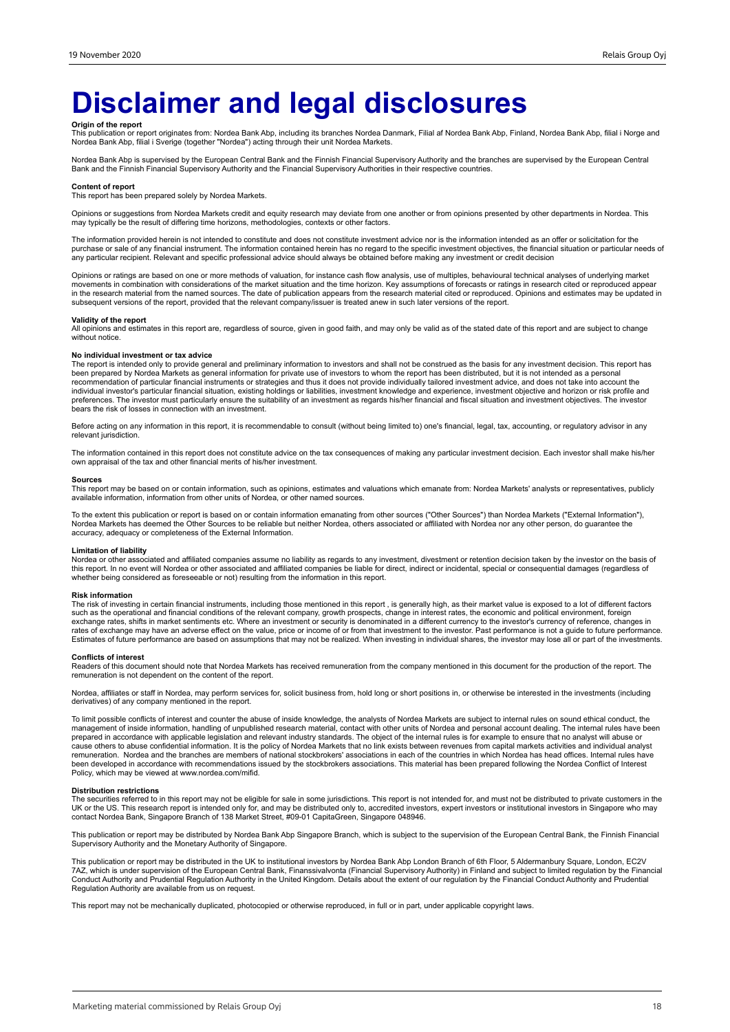# Disclaimer and legal disclosures

**Origin of the report**

This publication or report originates from: Nordea Bank Abp, including its branches Nordea Danmark, Filial af Nordea Bank Abp, Finland, Nordea Bank Abp, filial i Norge and Nordea Bank Abp, filial i Sverige (together "Nordea") acting through their unit Nordea Markets.

Nordea Bank Abp is supervised by the European Central Bank and the Finnish Financial Supervisory Authority and the branches are supervised by the European Central Bank and the Finnish Financial Supervisory Authority and the Financial Supervisory Authorities in their respective countries.

**Content of report**

This report has been prepared solely by Nordea Markets.

Opinions or suggestions from Nordea Markets credit and equity research may deviate from one another or from opinions presented by other departments in Nordea. This may typically be the result of differing time horizons, methodologies, contexts or other factors.

The information provided herein is not intended to constitute and does not constitute investment advice nor is the information intended as an offer or solicitation for the purchase or sale of any financial instrument. The information contained herein has no regard to the specific investment objectives, the financial situation or particular needs of any particular recipient. Relevant and specific professional advice should always be obtained before making any investment or credit decision

Opinions or ratings are based on one or more methods of valuation, for instance cash flow analysis, use of multiples, behavioural technical analyses of underlying market movements in combination with considerations of the market situation and the time horizon. Key assumptions of forecasts or ratings in research cited or reproduced appear in the research material from the named sources. The date of publication appears from the research material cited or reproduced. Opinions and estimates may be updated in subsequent versions of the report, provided that the relevant company/issuer is treated anew in such later versions of the report.

**Validity of the report**

All opinions and estimates in this report are, regardless of source, given in good faith, and may only be valid as of the stated date of this report and are subject to change without notice.

**No individual investment or tax advice**

The report is intended only to provide general and preliminary information to investors and shall not be construed as the basis for any investment decision. This report has been prepared by Nordea Markets as general information for private use of investors to whom the report has been distributed, but it is not intended as a personal recommendation of particular financial instruments or strategies and thus it does not provide individually tailored investment advice, and does not take into account the individual investor's particular financial situation, existing holdings or liabilities, investment knowledge and experience, investment objective and horizon or risk profile and preferences. The investor must particularly ensure the suitability of an investment as regards his/her financial and fiscal situation and investment objectives. The investor bears the risk of losses in connection with an investment.

Before acting on any information in this report, it is recommendable to consult (without being limited to) one's financial, legal, tax, accounting, or regulatory advisor in any relevant jurisdiction.

The information contained in this report does not constitute advice on the tax consequences of making any particular investment decision. Each investor shall make his/her own appraisal of the tax and other financial merits of his/her investment.

**Sources**

This report may be based on or contain information, such as opinions, estimates and valuations which emanate from: Nordea Markets' analysts or representatives, publicly available information, information from other units of Nordea, or other named sources.

To the extent this publication or report is based on or contain information emanating from other sources ("Other Sources") than Nordea Markets ("External Information"), Nordea Markets has deemed the Other Sources to be reliable but neither Nordea, others associated or affiliated with Nordea nor any other person, do guarantee the accuracy, adequacy or completeness of the External Information.

**Limitation of liability**

Nordea or other associated and affiliated companies assume no liability as regards to any investment, divestment or retention decision taken by the investor on the basis of this report. In no event will Nordea or other associated and affiliated companies be liable for direct, indirect or incidental, special or consequential damages (regardless of whether being considered as foreseeable or not) resulting from the information in this report.

**Risk information**

The risk of investing in certain financial instruments, including those mentioned in this report , is generally high, as their market value is exposed to a lot of different factors such as the operational and financial conditions of the relevant company, growth prospects, change in interest rates, the economic and political environment, foreign exchange rates, shifts in market sentiments etc. Where an investment or security is denominated in a different currency to the investor's currency of reference, changes in rates of exchange may have an adverse effect on the value, price or income of or from that investment to the investor. Past performance is not a guide to future performance. Estimates of future performance are based on assumptions that may not be realized. When investing in individual shares, the investor may lose all or part of the investments.

**Conflicts of interest**

Readers of this document should note that Nordea Markets has received remuneration from the company mentioned in this document for the production of the report. The remuneration is not dependent on the content of the report.

Nordea, affiliates or staff in Nordea, may perform services for, solicit business from, hold long or short positions in, or otherwise be interested in the investments (including derivatives) of any company mentioned in the report.

To limit possible conflicts of interest and counter the abuse of inside knowledge, the analysts of Nordea Markets are subject to internal rules on sound ethical conduct, the management of inside information, handling of unpublished research material, contact with other units of Nordea and personal account dealing. The internal rules have been prepared in accordance with applicable legislation and relevant industry standards. The object of the internal rules is for example to ensure that no analyst will abuse or cause others to abuse confidential information. It is the policy of Nordea Markets that no link exists between revenues from capital markets activities and individual analyst remuneration. Nordea and the branches are members of national stockbrokers' associations in each of the countries in which Nordea has head offices. Internal rules have been developed in accordance with recommendations issued by the stockbrokers associations. This material has been prepared following the Nordea Conflict of Interest Policy, which may be viewed at www.nordea.com/mifid.

**Distribution restrictions**

The securities referred to in this report may not be eligible for sale in some jurisdictions. This report is not intended for, and must not be distributed to private customers in the UK or the US. This research report is intended only for, and may be distributed only to, accredited investors, expert investors or institutional investors in Singapore who may contact Nordea Bank, Singapore Branch of 138 Market Street, #09-01 CapitaGreen, Singapore 048946.

This publication or report may be distributed by Nordea Bank Abp Singapore Branch, which is subject to the supervision of the European Central Bank, the Finnish Financial Supervisory Authority and the Monetary Authority of Singapore.

This publication or report may be distributed in the UK to institutional investors by Nordea Bank Abp London Branch of 6th Floor, 5 Aldermanbury Square, London, EC2V 7AZ, which is under supervision of the European Central Bank, Finanssivalvonta (Financial Supervisory Authority) in Finland and subject to limited regulation by the Financial Conduct Authority and Prudential Regulation Authority in the United Kingdom. Details about the extent of our regulation by the Financial Conduct Authority and Prudential Regulation Authority are available from us on request.

This report may not be mechanically duplicated, photocopied or otherwise reproduced, in full or in part, under applicable copyright laws.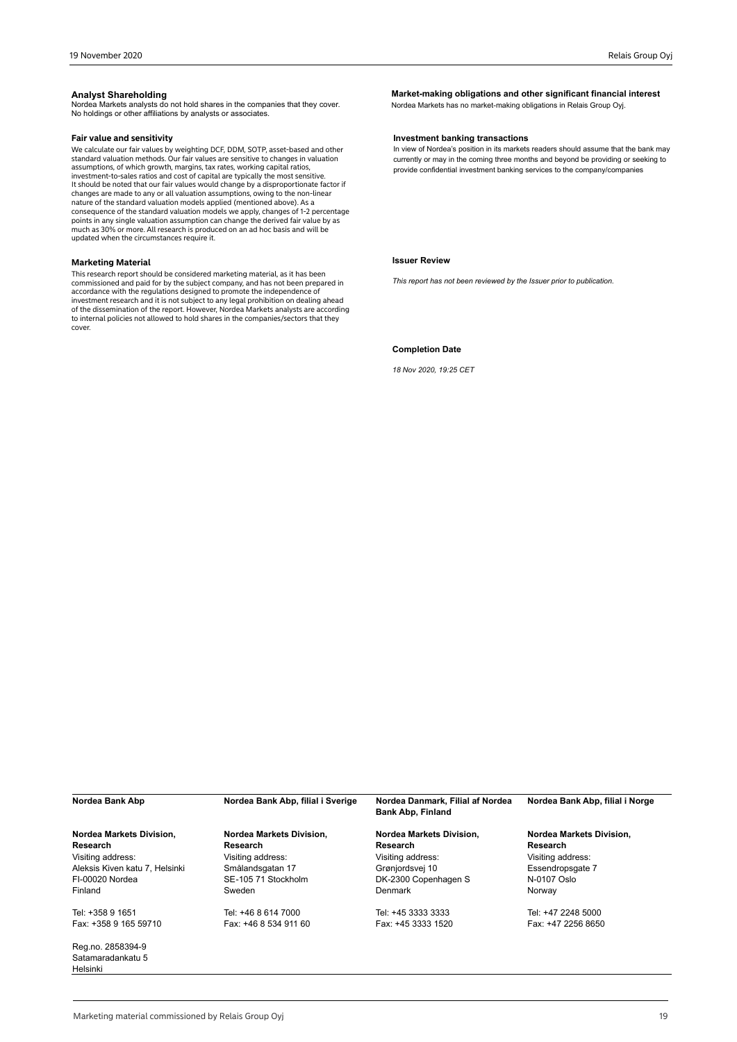### Analyst Shareholding

Nordea Markets analysts do not hold shares in the companies that they cover. No holdings or other affiliations by analysts or associates.

### Fair value and sensitivity

We calculate our fair values by weighting DCF, DDM, SOTP, asset-based and other standard valuation methods. Our fair values are sensitive to changes in valuation assumptions, of which growth, margins, tax rates, working capital ratios, investment-to-sales ratios and cost of capital are typically the most sensitive. It should be noted that our fair values would change by a disproportionate factor if changes are made to any or all valuation assumptions, owing to the non-linear nature of the standard valuation models applied (mentioned above). As a consequence of the standard valuation models we apply, changes of 1-2 percentage points in any single valuation assumption can change the derived fair value by as much as 30% or more. All research is produced on an ad hoc basis and will be updated when the circumstances require it.

### Marketing Material

This research report should be considered marketing material, as it has been commissioned and paid for by the subject company, and has not been prepared in accordance with the regulations designed to promote the independence of investment research and it is not subject to any legal prohibition on dealing ahead of the dissemination of the report. However, Nordea Markets analysts are according to internal policies not allowed to hold shares in the companies/sectors that they cover.

### Market-making obligations and other significant financial interest

Nordea Markets has no market-making obligations in Relais Group Oyj.

### Investment banking transactions

In view of Nordea's position in its markets readers should assume that the bank may currently or may in the coming three months and beyond be providing or seeking to provide confidential investment banking services to the company/companies

### Issuer Review

*This report has not been reviewed by the Issuer prior to publication.*

### Completion Date

*18 Nov 2020, 19:25 CET*

| Nordea Bank Abp | Nordea Bank Abp, filial i Sverige | Nordea Danmark, Filial af Nordea Bank Abp, Finland | Nordea Bank Abp, filial i Norge |
|---|---|---|---|
| **Nordea Markets Division, Research** | **Nordea Markets Division, Research** | **Nordea Markets Division, Research** | **Nordea Markets Division, Research** |
| Visiting address: | Visiting address: | Visiting address: | Visiting address: |
| Aleksis Kiven katu 7, Helsinki | Smålandsgatan 17 | Grønjordsvej 10 | Essendropsgate 7 |
| FI-00020 Nordea | SE-105 71 Stockholm | DK-2300 Copenhagen S | N-0107 Oslo |
| Finland | Sweden | Denmark | Norway |
| Tel: +358 9 1651 | Tel: +46 8 614 7000 | Tel: +45 3333 3333 | Tel: +47 2248 5000 |
| Fax: +358 9 165 59710 | Fax: +46 8 534 911 60 | Fax: +45 3333 1520 | Fax: +47 2256 8650 |
| Reg.no. 2858394-9 | | | |
| Satamaradankatu 5 | | | |
| Helsinki | | | |

Marketing material commissioned by Relais Group Oyj